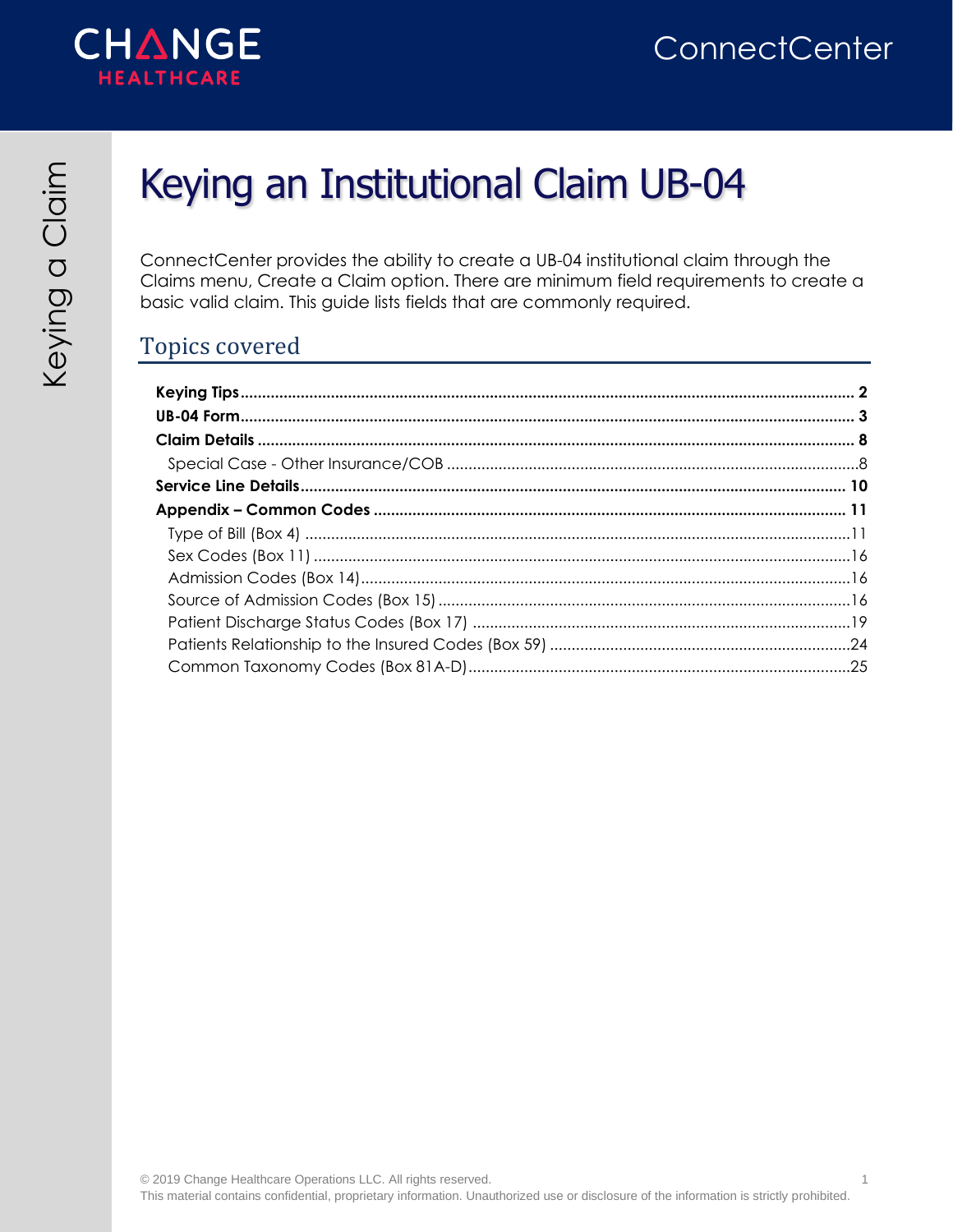# Keying an Institutional Claim UB-04

ConnectCenter provides the ability to create a UB-04 institutional claim through the Claims menu, Create a Claim option. There are minimum field requirements to create a basic valid claim. This guide lists fields that are commonly required.

## Topics covered

- **Keying Tips** ........ **2**
- **UB-04 Form** ........ **3**
- **Claim Details** ........ **8**
  - Special Case - Other Insurance/COB ........ 8
- **Service Line Details** ........ **10**
- **Appendix – Common Codes** ........ **11**
  - Type of Bill (Box 4) ........ 11
  - Sex Codes (Box 11) ........ 16
  - Admission Codes (Box 14) ........ 16
  - Source of Admission Codes (Box 15) ........ 16
  - Patient Discharge Status Codes (Box 17) ........ 19
  - Patients Relationship to the Insured Codes (Box 59) ........ 24
  - Common Taxonomy Codes (Box 81A-D) ........ 25

© 2019 Change Healthcare Operations LLC. All rights reserved.
This material contains confidential, proprietary information. Unauthorized use or disclosure of the information is strictly prohibited.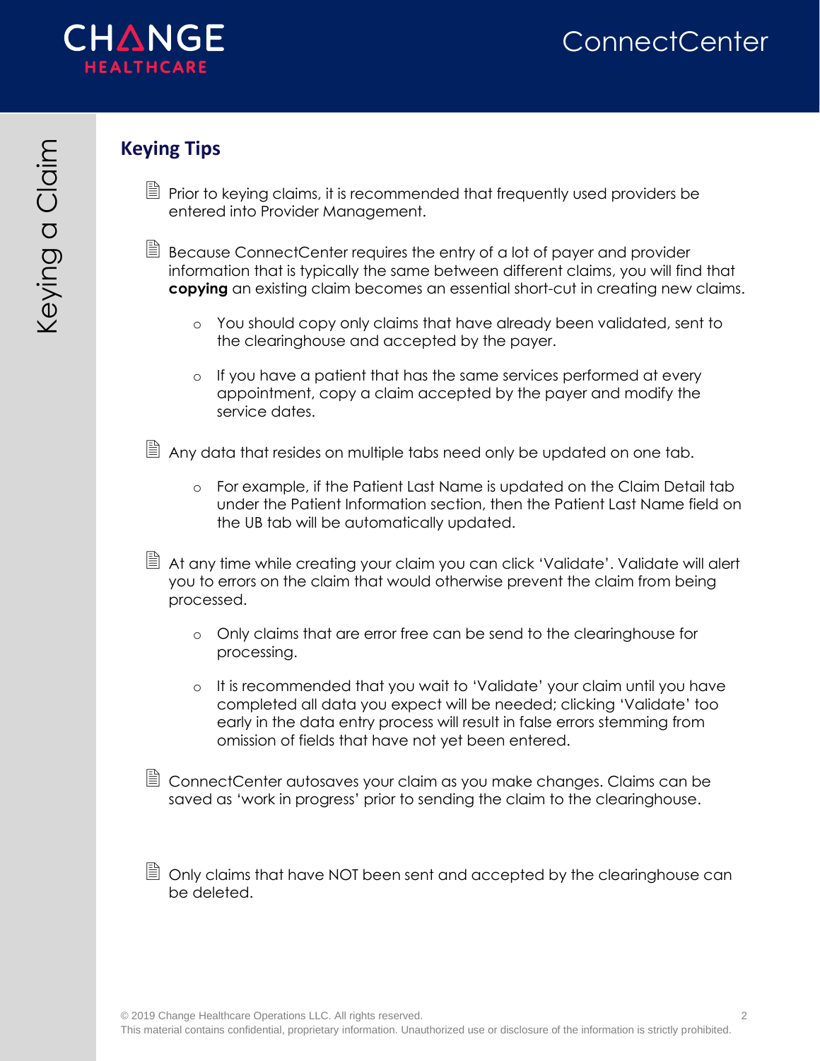## Keying Tips

- Prior to keying claims, it is recommended that frequently used providers be entered into Provider Management.

- Because ConnectCenter requires the entry of a lot of payer and provider information that is typically the same between different claims, you will find that **copying** an existing claim becomes an essential short-cut in creating new claims.
  - You should copy only claims that have already been validated, sent to the clearinghouse and accepted by the payer.
  - If you have a patient that has the same services performed at every appointment, copy a claim accepted by the payer and modify the service dates.

- Any data that resides on multiple tabs need only be updated on one tab.
  - For example, if the Patient Last Name is updated on the Claim Detail tab under the Patient Information section, then the Patient Last Name field on the UB tab will be automatically updated.

- At any time while creating your claim you can click 'Validate'. Validate will alert you to errors on the claim that would otherwise prevent the claim from being processed.
  - Only claims that are error free can be send to the clearinghouse for processing.
  - It is recommended that you wait to 'Validate' your claim until you have completed all data you expect will be needed; clicking 'Validate' too early in the data entry process will result in false errors stemming from omission of fields that have not yet been entered.

- ConnectCenter autosaves your claim as you make changes. Claims can be saved as 'work in progress' prior to sending the claim to the clearinghouse.

- Only claims that have NOT been sent and accepted by the clearinghouse can be deleted.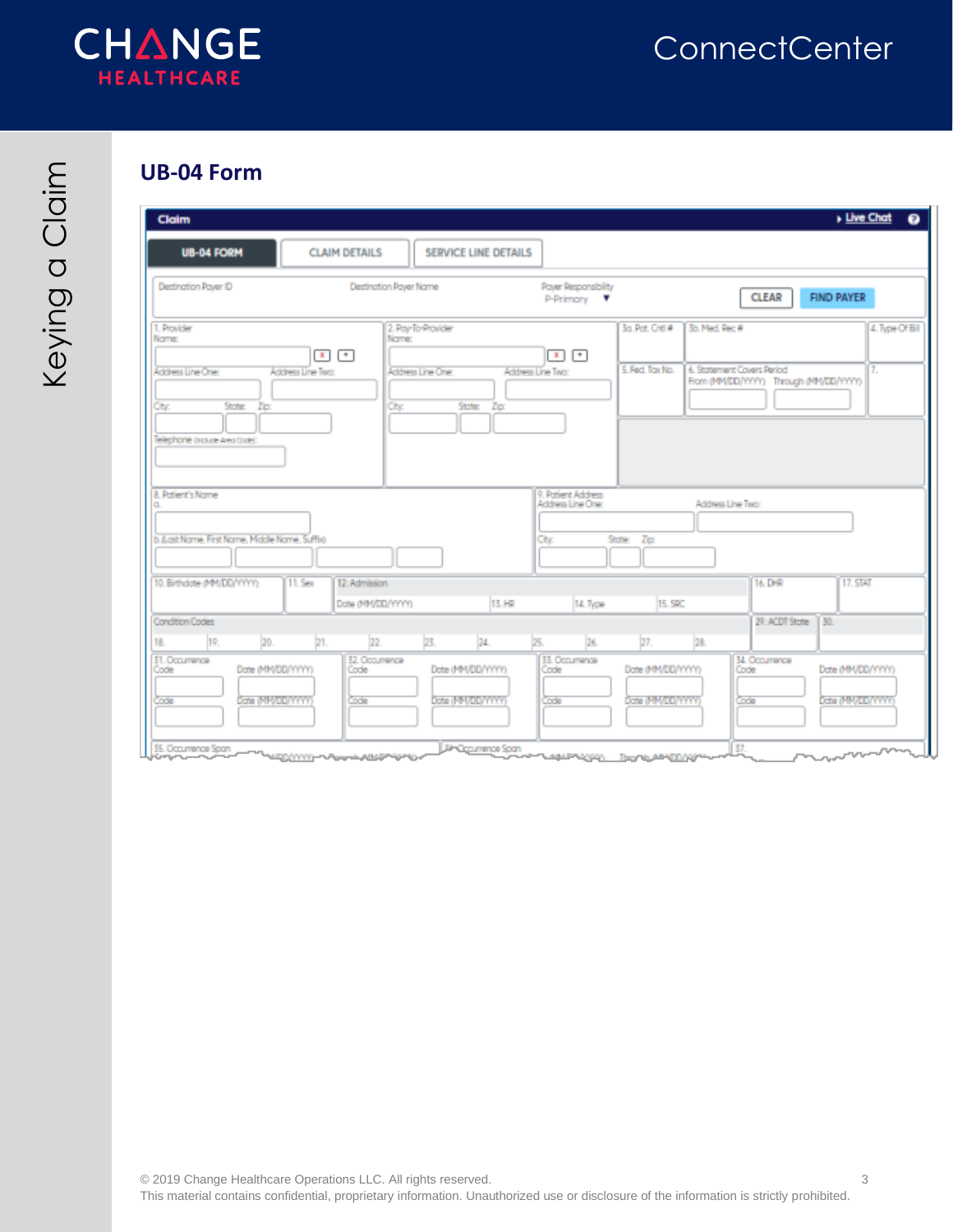## UB-04 Form

Claim

Live Chat

UB-04 FORM | CLAIM DETAILS | SERVICE LINE DETAILS

Destination Payer ID | Destination Payer Name | Payer Responsibility P-Primary | CLEAR | FIND PAYER

1. Provider Name: Address Line One: Address Line Two: City: State: Zip: Telephone (include Area Code):

2. Pay-To-Provider Name: Address Line One: Address Line Two: City: State: Zip:

3a. Pat. Cntl # | 3b. Med. Rec # | 4. Type Of Bill

5. Fed. Tax No. | 6. Statement Covers Period From (MM/DD/YYYY) Through (MM/DD/YYYY) | 7.

8. Patient's Name a. b. (Last Name, First Name, Middle Name, Suffix)

9. Patient Address Address Line One: Address Line Two: City: State: Zip:

10. Birthdate (MM/DD/YYYY) | 11. Sex | 12. Admission Date (MM/DD/YYYY) | 13. HR | 14. Type | 15. SRC | 16. DHR | 17. STAT

Condition Codes 18. 19. 20. 21. 22. 23. 24. 25. 26. 27. 28. | 29. ACDT State | 30.

31. Occurrence Code Date (MM/DD/YYYY) Code Date (MM/DD/YYYY) | 32. Occurrence Code Date (MM/DD/YYYY) Code Date (MM/DD/YYYY) | 33. Occurrence Code Date (MM/DD/YYYY) Code Date (MM/DD/YYYY) | 34. Occurrence Code Date (MM/DD/YYYY) Code Date (MM/DD/YYYY)

35. Occurrence Span | 36. Occurrence Span | 37.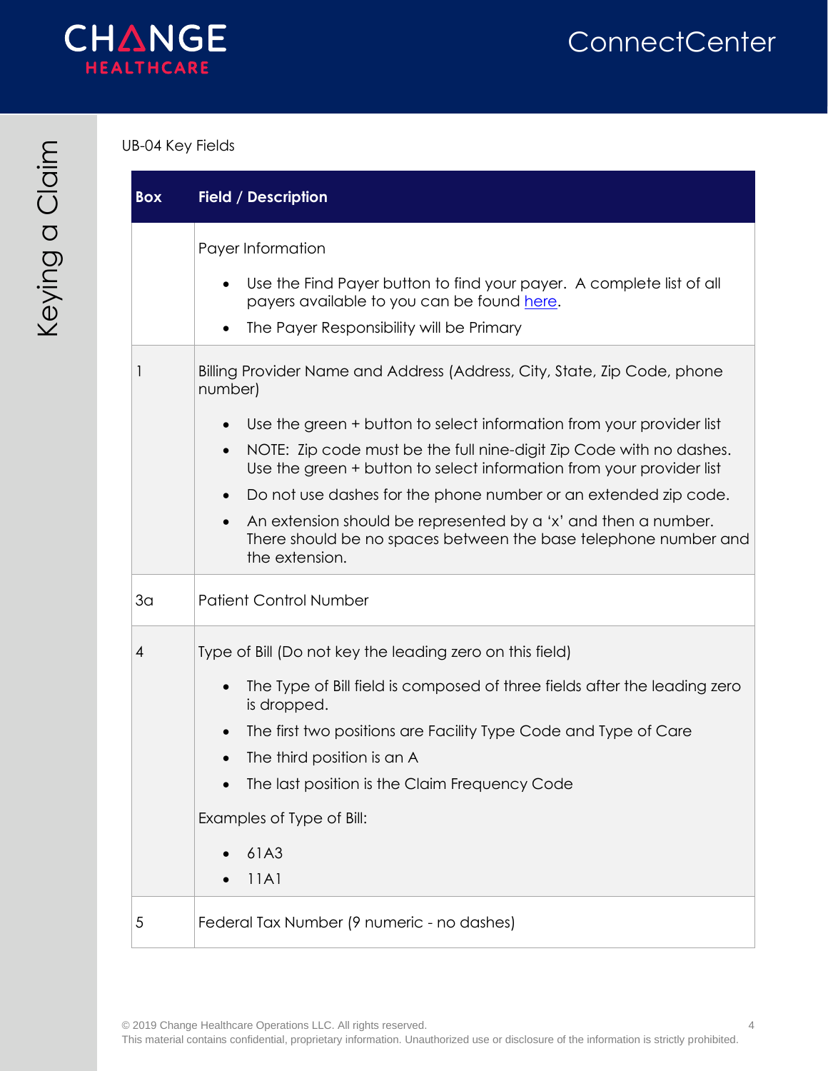UB-04 Key Fields

| Box | Field / Description |
| --- | --- |
| | Payer Information<br>• Use the Find Payer button to find your payer. A complete list of all payers available to you can be found here.<br>• The Payer Responsibility will be Primary |
| 1 | Billing Provider Name and Address (Address, City, State, Zip Code, phone number)<br>• Use the green + button to select information from your provider list<br>• NOTE: Zip code must be the full nine-digit Zip Code with no dashes. Use the green + button to select information from your provider list<br>• Do not use dashes for the phone number or an extended zip code.<br>• An extension should be represented by a 'x' and then a number. There should be no spaces between the base telephone number and the extension. |
| 3a | Patient Control Number |
| 4 | Type of Bill (Do not key the leading zero on this field)<br>• The Type of Bill field is composed of three fields after the leading zero is dropped.<br>• The first two positions are Facility Type Code and Type of Care<br>• The third position is an A<br>• The last position is the Claim Frequency Code<br>Examples of Type of Bill:<br>• 61A3<br>• 11A1 |
| 5 | Federal Tax Number (9 numeric - no dashes) |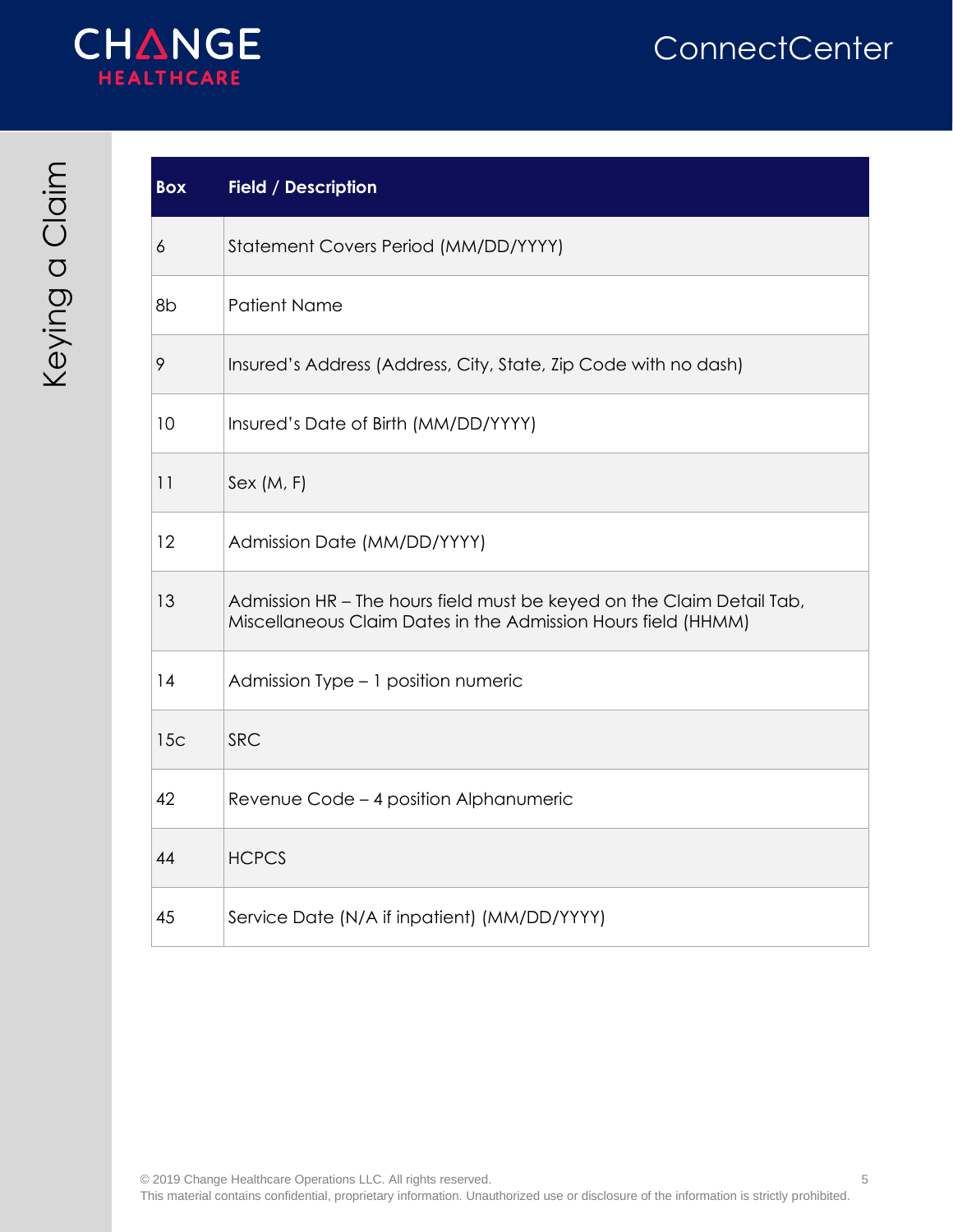| Box | Field / Description |
| --- | --- |
| 6 | Statement Covers Period (MM/DD/YYYY) |
| 8b | Patient Name |
| 9 | Insured's Address (Address, City, State, Zip Code with no dash) |
| 10 | Insured's Date of Birth (MM/DD/YYYY) |
| 11 | Sex (M, F) |
| 12 | Admission Date (MM/DD/YYYY) |
| 13 | Admission HR – The hours field must be keyed on the Claim Detail Tab, Miscellaneous Claim Dates in the Admission Hours field (HHMM) |
| 14 | Admission Type – 1 position numeric |
| 15c | SRC |
| 42 | Revenue Code – 4 position Alphanumeric |
| 44 | HCPCS |
| 45 | Service Date (N/A if inpatient) (MM/DD/YYYY) |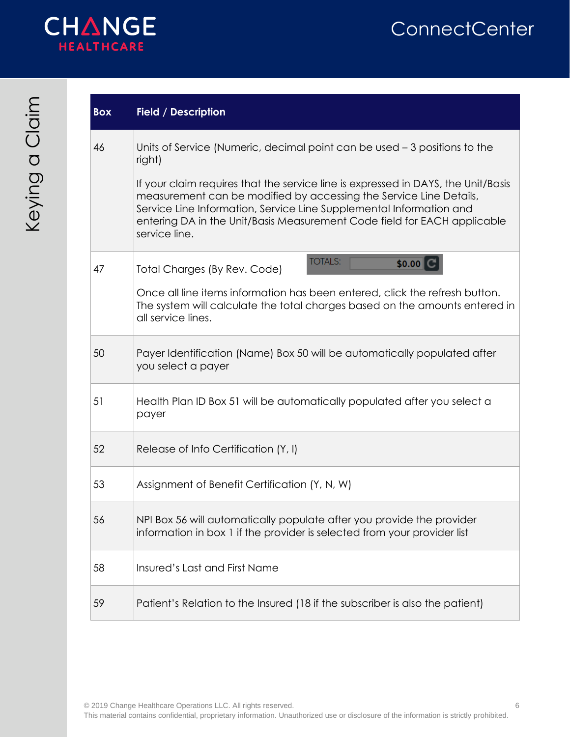| Box | Field / Description |
|---|---|
| 46 | Units of Service (Numeric, decimal point can be used – 3 positions to the right)<br><br>If your claim requires that the service line is expressed in DAYS, the Unit/Basis measurement can be modified by accessing the Service Line Details, Service Line Information, Service Line Supplemental Information and entering DA in the Unit/Basis Measurement Code field for EACH applicable service line. |
| 47 | Total Charges (By Rev. Code) TOTALS: $0.00<br><br>Once all line items information has been entered, click the refresh button. The system will calculate the total charges based on the amounts entered in all service lines. |
| 50 | Payer Identification (Name) Box 50 will be automatically populated after you select a payer |
| 51 | Health Plan ID Box 51 will be automatically populated after you select a payer |
| 52 | Release of Info Certification (Y, I) |
| 53 | Assignment of Benefit Certification (Y, N, W) |
| 56 | NPI Box 56 will automatically populate after you provide the provider information in box 1 if the provider is selected from your provider list |
| 58 | Insured's Last and First Name |
| 59 | Patient's Relation to the Insured (18 if the subscriber is also the patient) |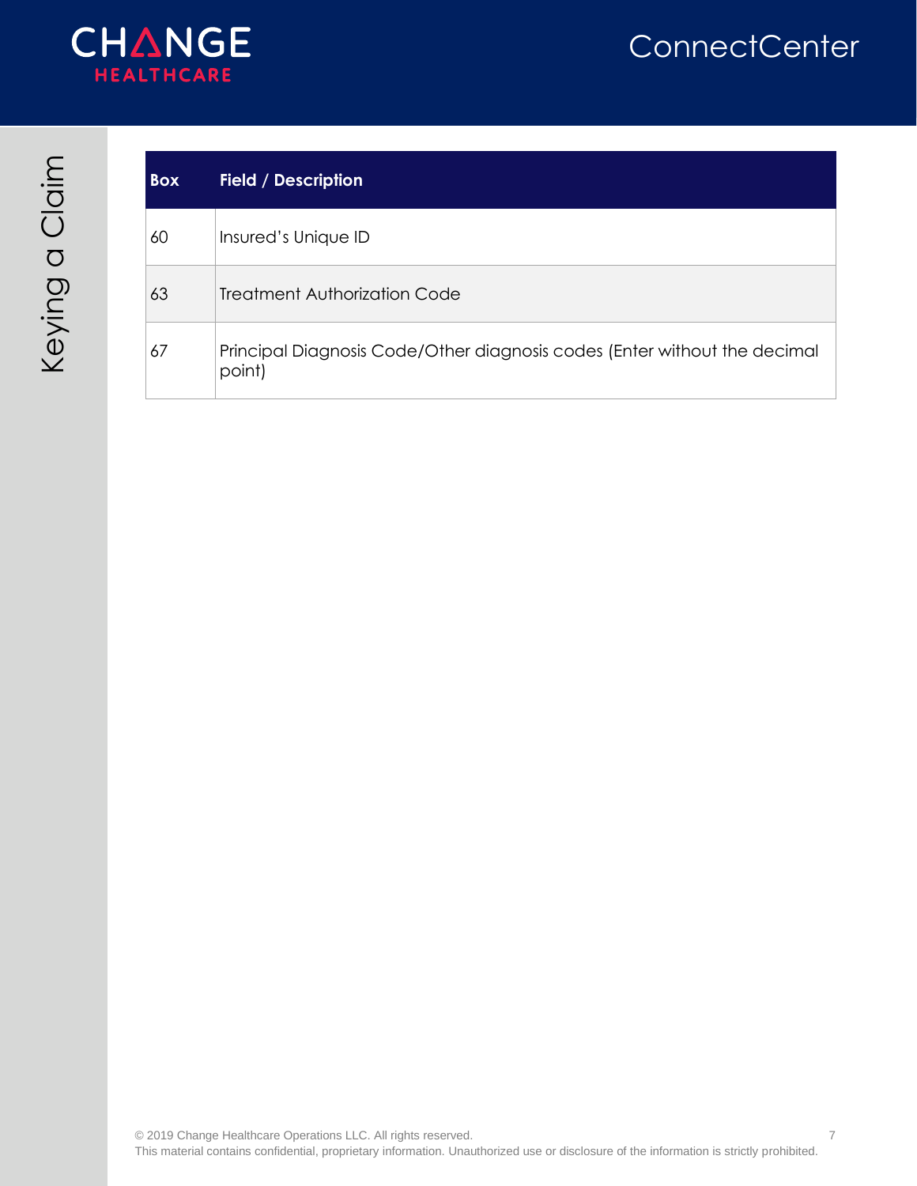| Box | Field / Description |
|---|---|
| 60 | Insured's Unique ID |
| 63 | Treatment Authorization Code |
| 67 | Principal Diagnosis Code/Other diagnosis codes (Enter without the decimal point) |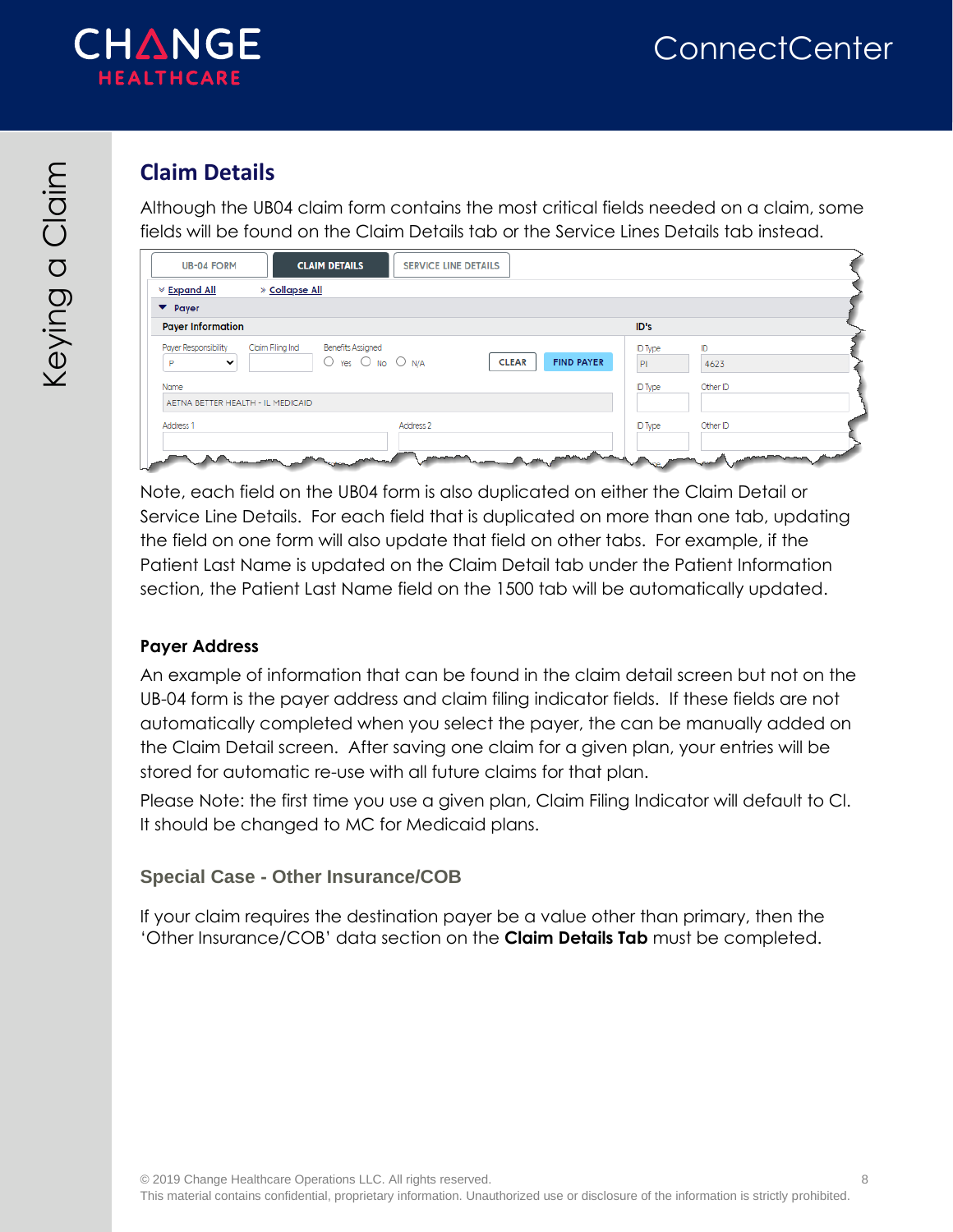## Claim Details

Although the UB04 claim form contains the most critical fields needed on a claim, some fields will be found on the Claim Details tab or the Service Lines Details tab instead.

Note, each field on the UB04 form is also duplicated on either the Claim Detail or Service Line Details. For each field that is duplicated on more than one tab, updating the field on one form will also update that field on other tabs. For example, if the Patient Last Name is updated on the Claim Detail tab under the Patient Information section, the Patient Last Name field on the 1500 tab will be automatically updated.

### Payer Address

An example of information that can be found in the claim detail screen but not on the UB-04 form is the payer address and claim filing indicator fields. If these fields are not automatically completed when you select the payer, the can be manually added on the Claim Detail screen. After saving one claim for a given plan, your entries will be stored for automatic re-use with all future claims for that plan.

Please Note: the first time you use a given plan, Claim Filing Indicator will default to CI. It should be changed to MC for Medicaid plans.

### Special Case - Other Insurance/COB

If your claim requires the destination payer be a value other than primary, then the 'Other Insurance/COB' data section on the **Claim Details Tab** must be completed.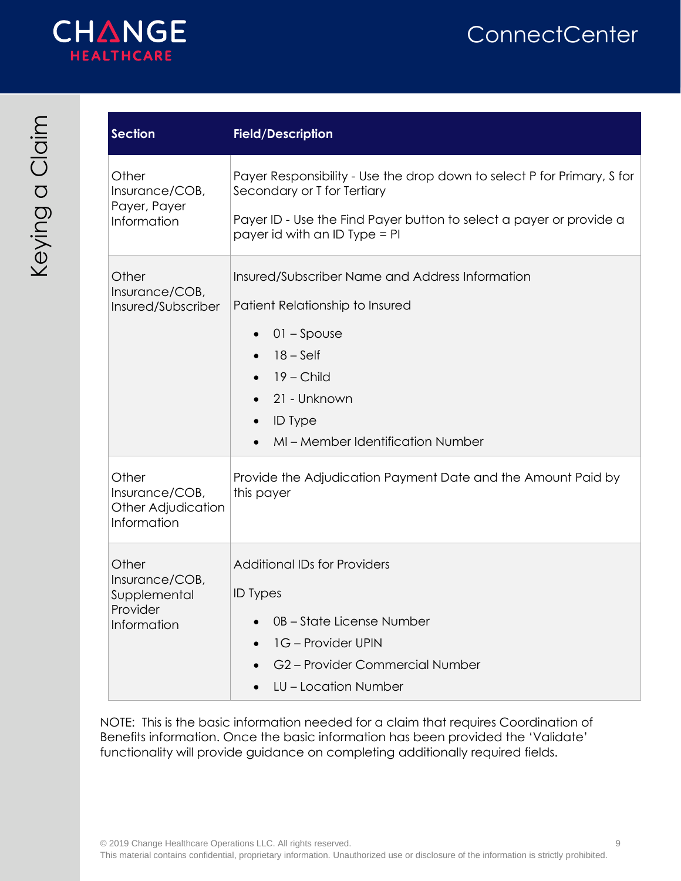| Section | Field/Description |
|---|---|
| Other Insurance/COB, Payer, Payer Information | Payer Responsibility - Use the drop down to select P for Primary, S for Secondary or T for Tertiary<br><br>Payer ID - Use the Find Payer button to select a payer or provide a payer id with an ID Type = PI |
| Other Insurance/COB, Insured/Subscriber | Insured/Subscriber Name and Address Information<br><br>Patient Relationship to Insured<br>• 01 – Spouse<br>• 18 – Self<br>• 19 – Child<br>• 21 - Unknown<br>• ID Type<br>• MI – Member Identification Number |
| Other Insurance/COB, Other Adjudication Information | Provide the Adjudication Payment Date and the Amount Paid by this payer |
| Other Insurance/COB, Supplemental Provider Information | Additional IDs for Providers<br><br>ID Types<br>• 0B – State License Number<br>• 1G – Provider UPIN<br>• G2 – Provider Commercial Number<br>• LU – Location Number |

NOTE: This is the basic information needed for a claim that requires Coordination of Benefits information. Once the basic information has been provided the 'Validate' functionality will provide guidance on completing additionally required fields.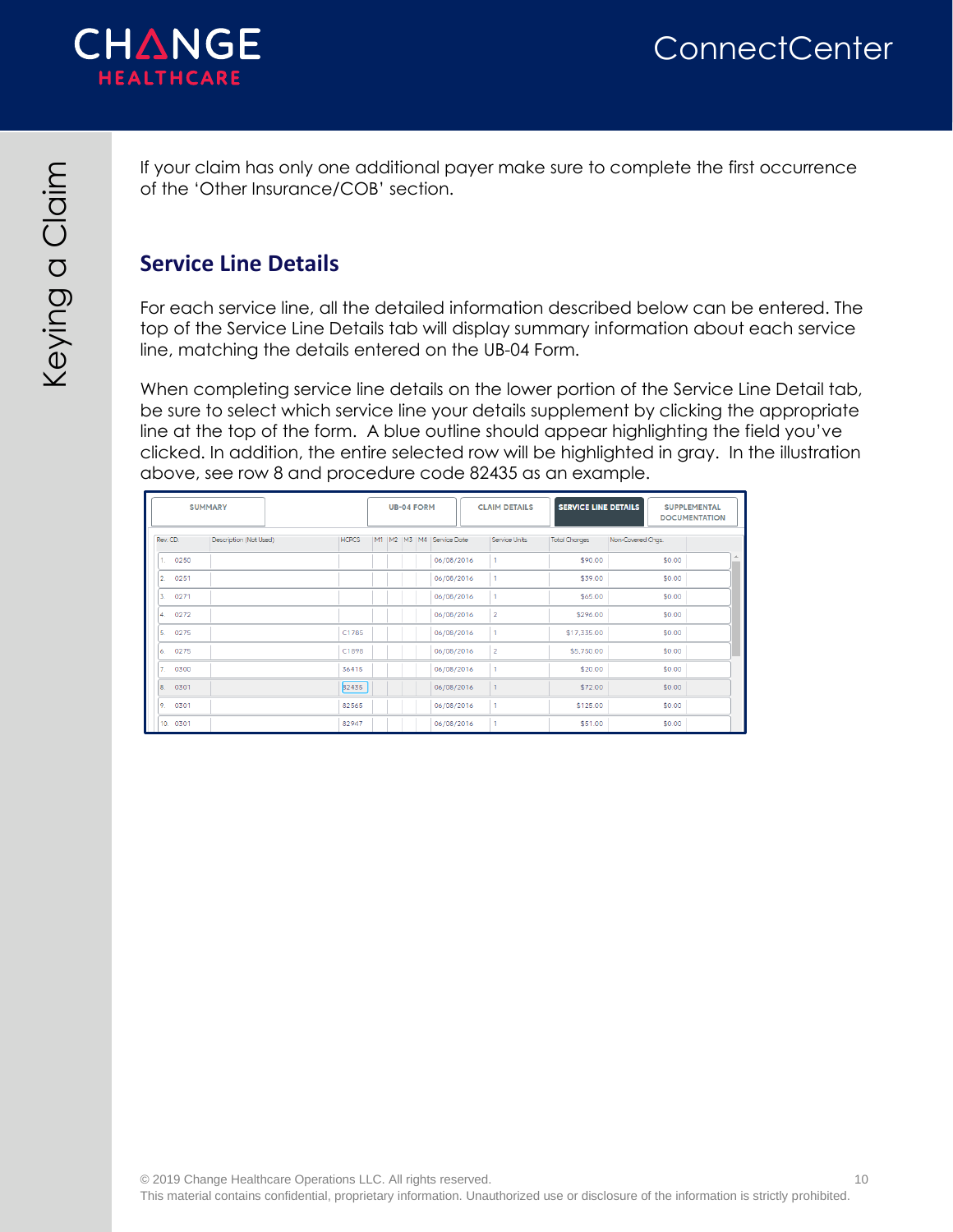If your claim has only one additional payer make sure to complete the first occurrence of the 'Other Insurance/COB' section.

## Service Line Details

For each service line, all the detailed information described below can be entered. The top of the Service Line Details tab will display summary information about each service line, matching the details entered on the UB-04 Form.

When completing service line details on the lower portion of the Service Line Detail tab, be sure to select which service line your details supplement by clicking the appropriate line at the top of the form. A blue outline should appear highlighting the field you've clicked. In addition, the entire selected row will be highlighted in gray. In the illustration above, see row 8 and procedure code 82435 as an example.

SUMMARY | UB-04 FORM | CLAIM DETAILS | SERVICE LINE DETAILS | SUPPLEMENTAL DOCUMENTATION

| Rev. CD. | Description (Not Used) | HCPCS | M1 | M2 | M3 | M4 | Service Date | Service Units | Total Charges | Non-Covered Chgs. |
|---|---|---|---|---|---|---|---|---|---|---|
| 1. 0250 | | | | | | | 06/08/2016 | 1 | $90.00 | $0.00 |
| 2. 0251 | | | | | | | 06/08/2016 | 1 | $39.00 | $0.00 |
| 3. 0271 | | | | | | | 06/08/2016 | 1 | $65.00 | $0.00 |
| 4. 0272 | | | | | | | 06/08/2016 | 2 | $296.00 | $0.00 |
| 5. 0275 | | C1785 | | | | | 06/08/2016 | 1 | $17,335.00 | $0.00 |
| 6. 0275 | | C1898 | | | | | 06/08/2016 | 2 | $5,750.00 | $0.00 |
| 7. 0300 | | 36415 | | | | | 06/08/2016 | 1 | $20.00 | $0.00 |
| 8. 0301 | | 82435 | | | | | 06/08/2016 | 1 | $72.00 | $0.00 |
| 9. 0301 | | 82565 | | | | | 06/08/2016 | 1 | $125.00 | $0.00 |
| 10. 0301 | | 82947 | | | | | 06/08/2016 | 1 | $51.00 | $0.00 |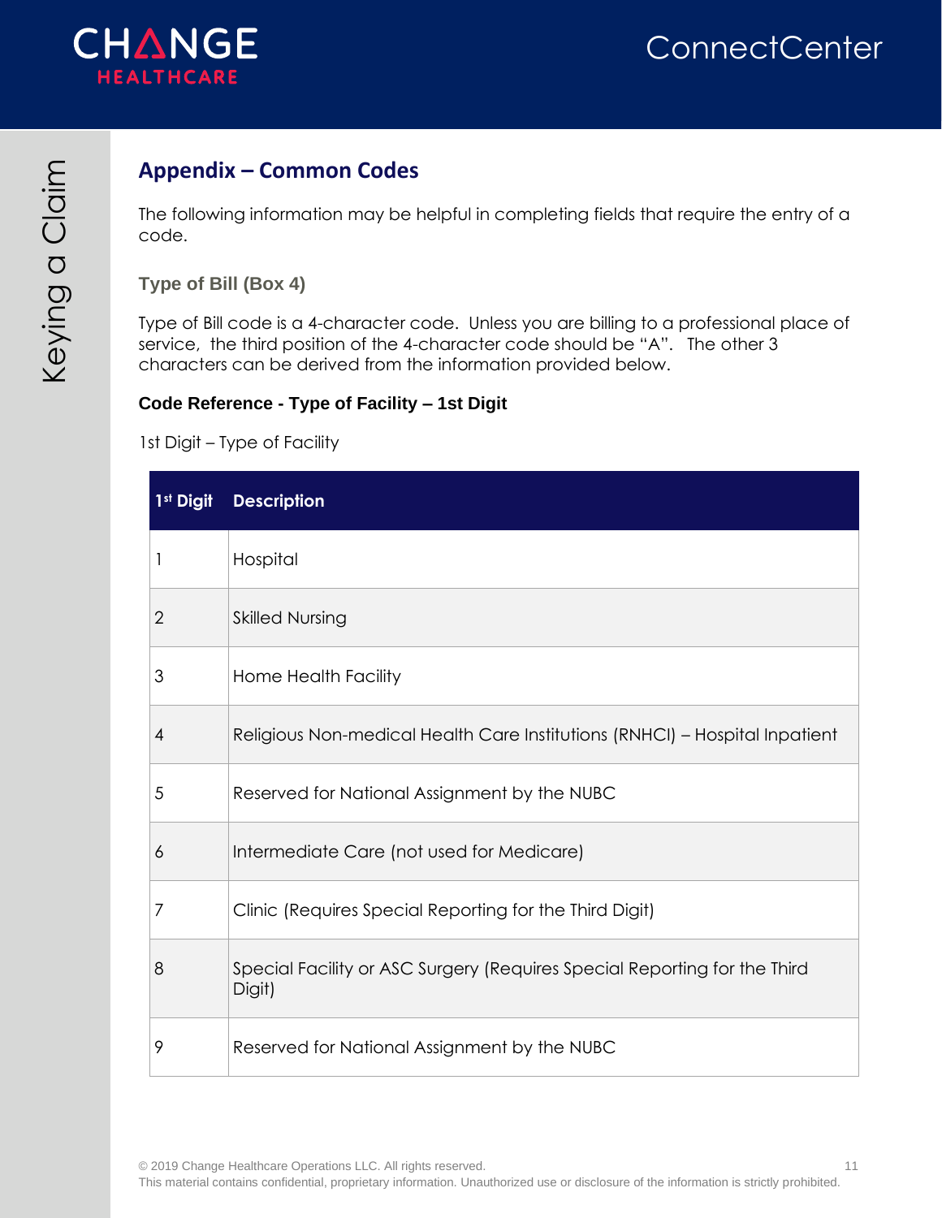## Appendix – Common Codes

The following information may be helpful in completing fields that require the entry of a code.

### Type of Bill (Box 4)

Type of Bill code is a 4-character code. Unless you are billing to a professional place of service, the third position of the 4-character code should be "A". The other 3 characters can be derived from the information provided below.

#### Code Reference - Type of Facility – 1st Digit

1st Digit – Type of Facility

| 1st Digit | Description |
|---|---|
| 1 | Hospital |
| 2 | Skilled Nursing |
| 3 | Home Health Facility |
| 4 | Religious Non-medical Health Care Institutions (RNHCI) – Hospital Inpatient |
| 5 | Reserved for National Assignment by the NUBC |
| 6 | Intermediate Care (not used for Medicare) |
| 7 | Clinic (Requires Special Reporting for the Third Digit) |
| 8 | Special Facility or ASC Surgery (Requires Special Reporting for the Third Digit) |
| 9 | Reserved for National Assignment by the NUBC |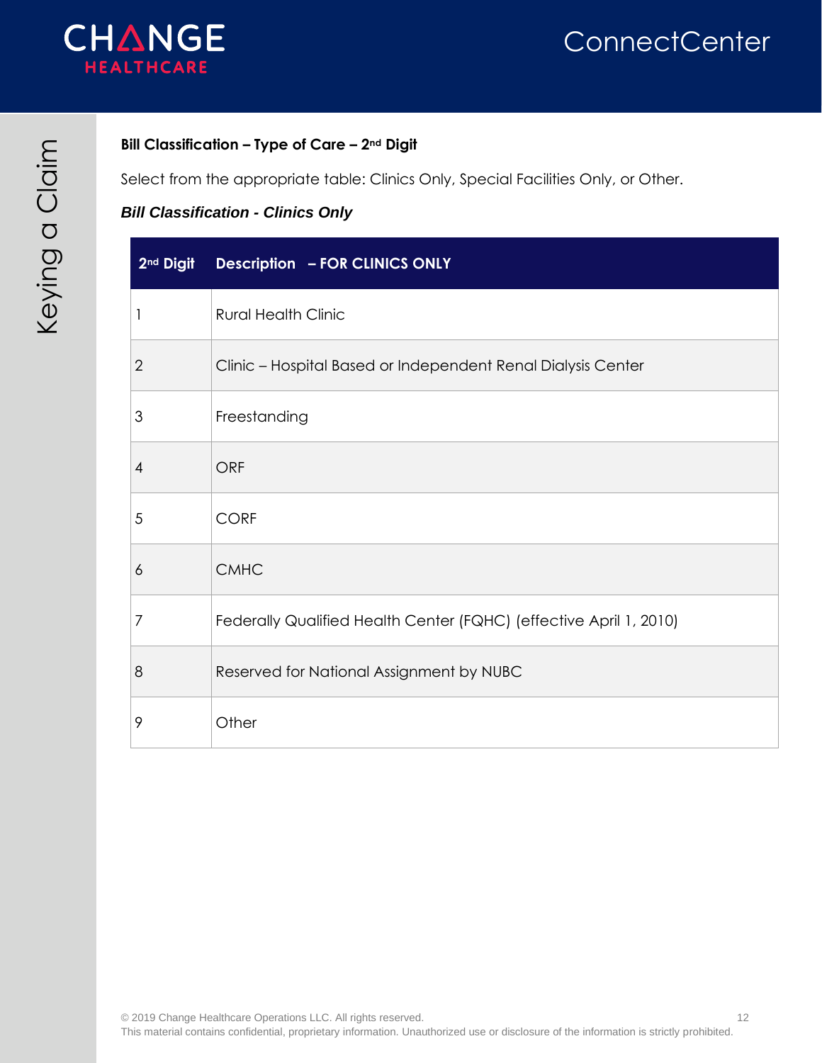**Bill Classification – Type of Care – 2nd Digit**

Select from the appropriate table: Clinics Only, Special Facilities Only, or Other.

***Bill Classification - Clinics Only***

| 2nd Digit | Description – FOR CLINICS ONLY |
|---|---|
| 1 | Rural Health Clinic |
| 2 | Clinic – Hospital Based or Independent Renal Dialysis Center |
| 3 | Freestanding |
| 4 | ORF |
| 5 | CORF |
| 6 | CMHC |
| 7 | Federally Qualified Health Center (FQHC) (effective April 1, 2010) |
| 8 | Reserved for National Assignment by NUBC |
| 9 | Other |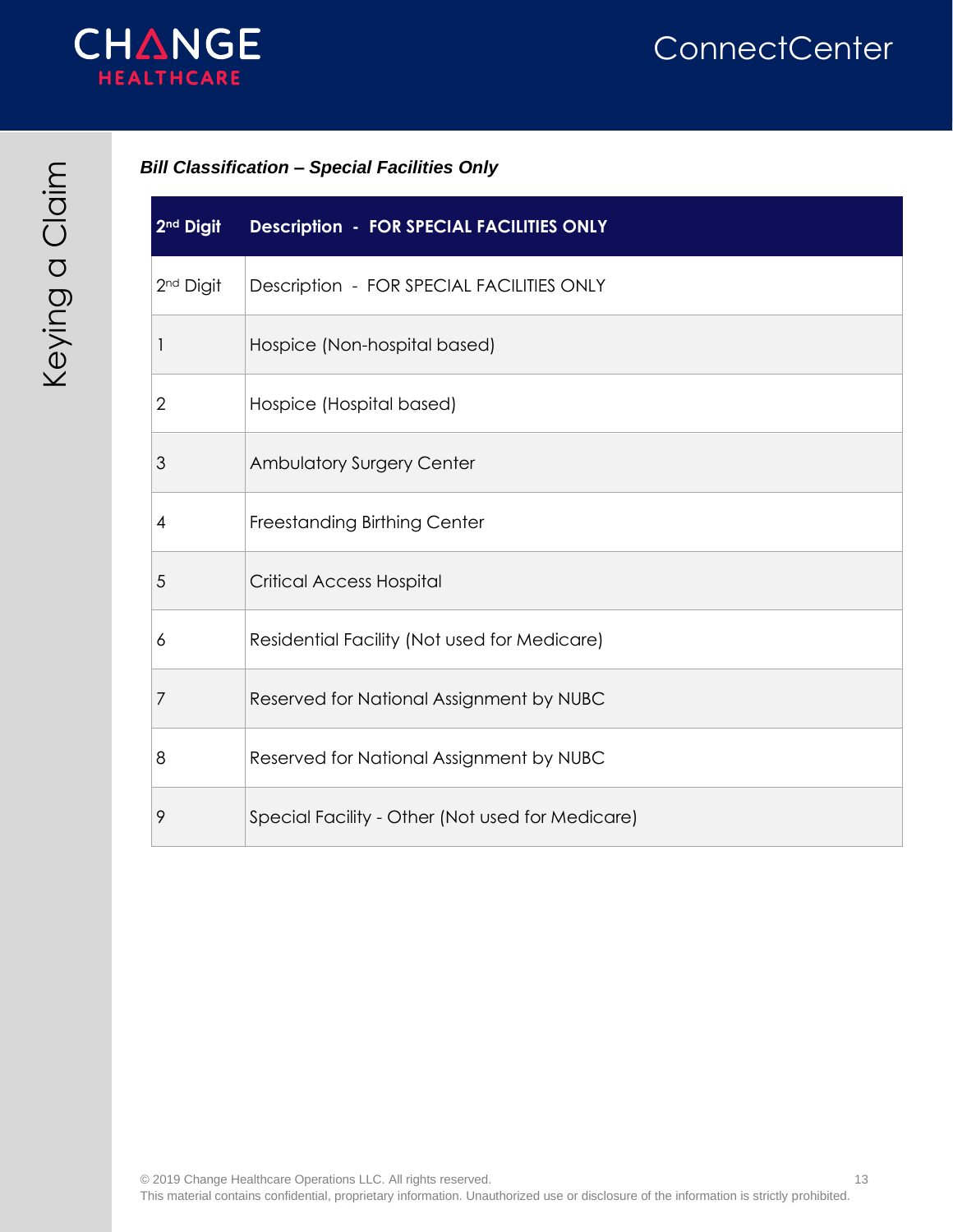### *Bill Classification – Special Facilities Only*

| 2nd Digit | Description - FOR SPECIAL FACILITIES ONLY |
|---|---|
| 2nd Digit | Description - FOR SPECIAL FACILITIES ONLY |
| 1 | Hospice (Non-hospital based) |
| 2 | Hospice (Hospital based) |
| 3 | Ambulatory Surgery Center |
| 4 | Freestanding Birthing Center |
| 5 | Critical Access Hospital |
| 6 | Residential Facility (Not used for Medicare) |
| 7 | Reserved for National Assignment by NUBC |
| 8 | Reserved for National Assignment by NUBC |
| 9 | Special Facility - Other (Not used for Medicare) |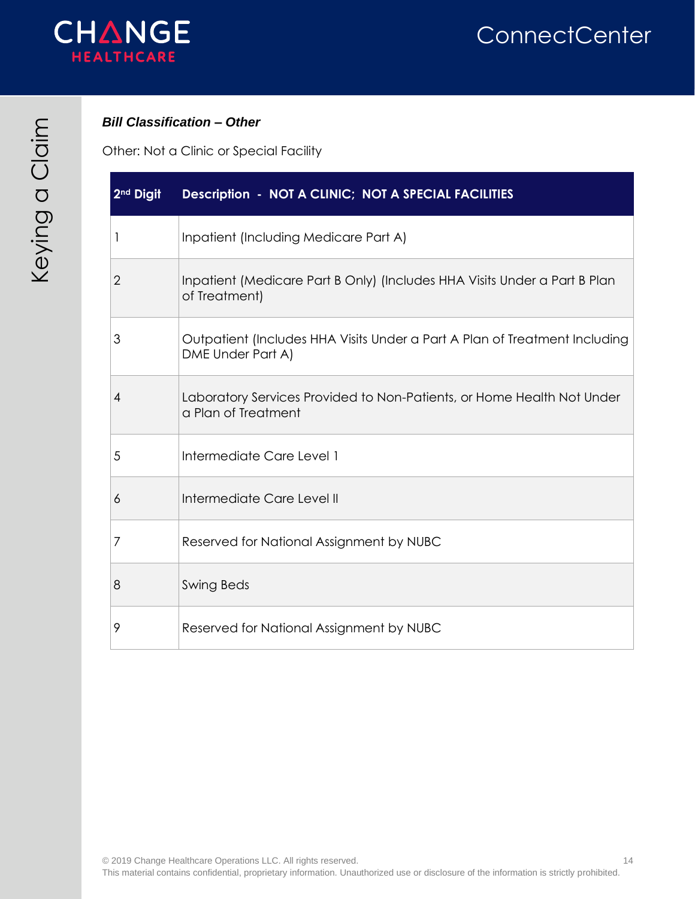### *Bill Classification – Other*

Other: Not a Clinic or Special Facility

| 2nd Digit | Description - NOT A CLINIC; NOT A SPECIAL FACILITIES |
|---|---|
| 1 | Inpatient (Including Medicare Part A) |
| 2 | Inpatient (Medicare Part B Only) (Includes HHA Visits Under a Part B Plan of Treatment) |
| 3 | Outpatient (Includes HHA Visits Under a Part A Plan of Treatment Including DME Under Part A) |
| 4 | Laboratory Services Provided to Non-Patients, or Home Health Not Under a Plan of Treatment |
| 5 | Intermediate Care Level 1 |
| 6 | Intermediate Care Level II |
| 7 | Reserved for National Assignment by NUBC |
| 8 | Swing Beds |
| 9 | Reserved for National Assignment by NUBC |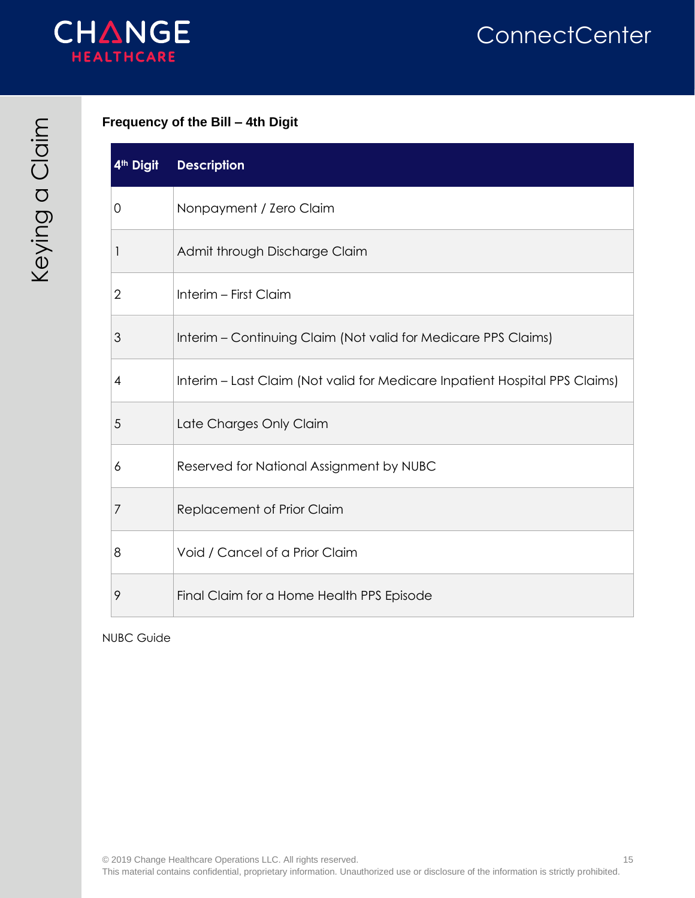### Frequency of the Bill – 4th Digit

| 4th Digit | Description |
|---|---|
| 0 | Nonpayment / Zero Claim |
| 1 | Admit through Discharge Claim |
| 2 | Interim – First Claim |
| 3 | Interim – Continuing Claim (Not valid for Medicare PPS Claims) |
| 4 | Interim – Last Claim (Not valid for Medicare Inpatient Hospital PPS Claims) |
| 5 | Late Charges Only Claim |
| 6 | Reserved for National Assignment by NUBC |
| 7 | Replacement of Prior Claim |
| 8 | Void / Cancel of a Prior Claim |
| 9 | Final Claim for a Home Health PPS Episode |

NUBC Guide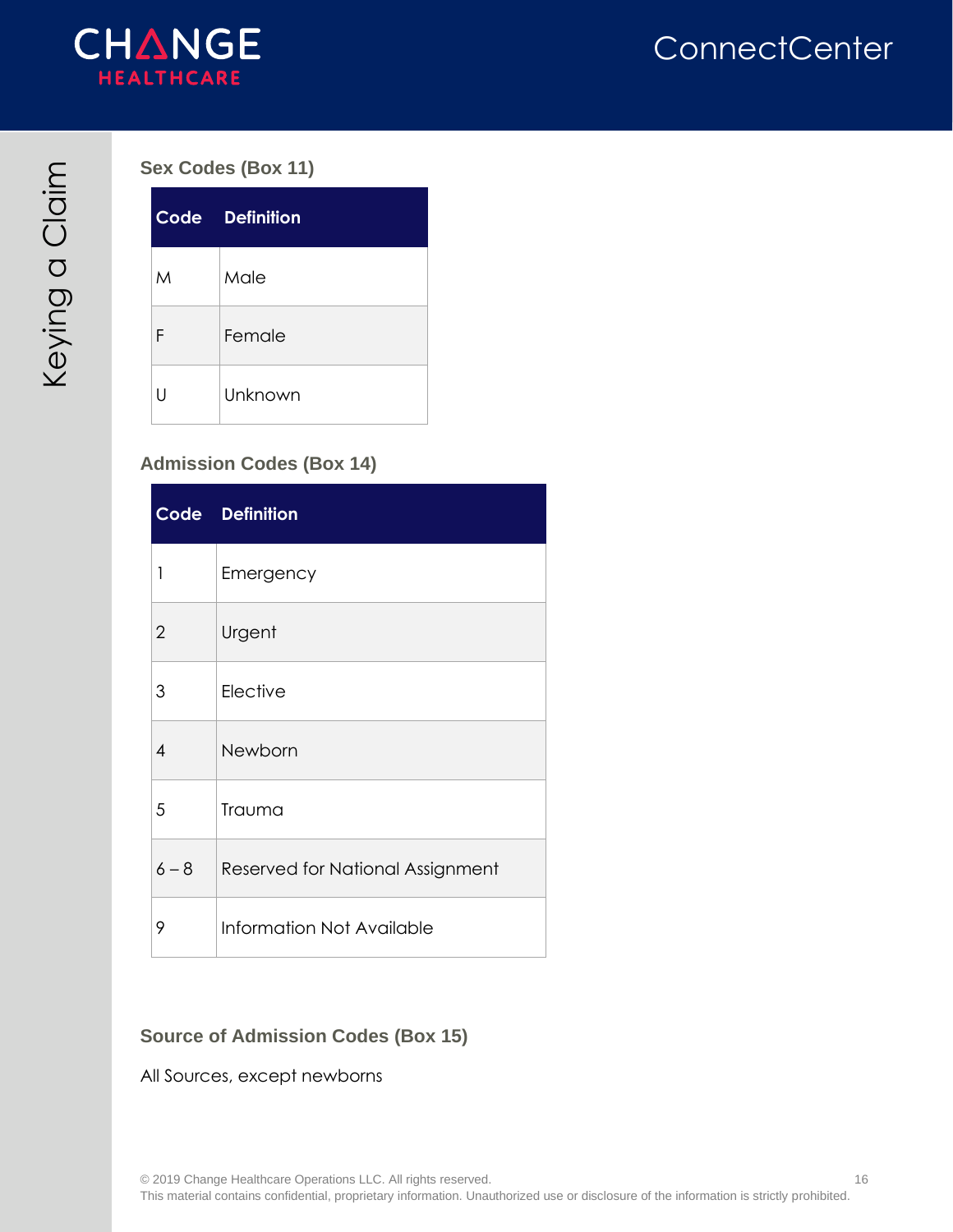### Sex Codes (Box 11)

| Code | Definition |
|---|---|
| M | Male |
| F | Female |
| U | Unknown |

### Admission Codes (Box 14)

| Code | Definition |
|---|---|
| 1 | Emergency |
| 2 | Urgent |
| 3 | Elective |
| 4 | Newborn |
| 5 | Trauma |
| 6 – 8 | Reserved for National Assignment |
| 9 | Information Not Available |

### Source of Admission Codes (Box 15)

All Sources, except newborns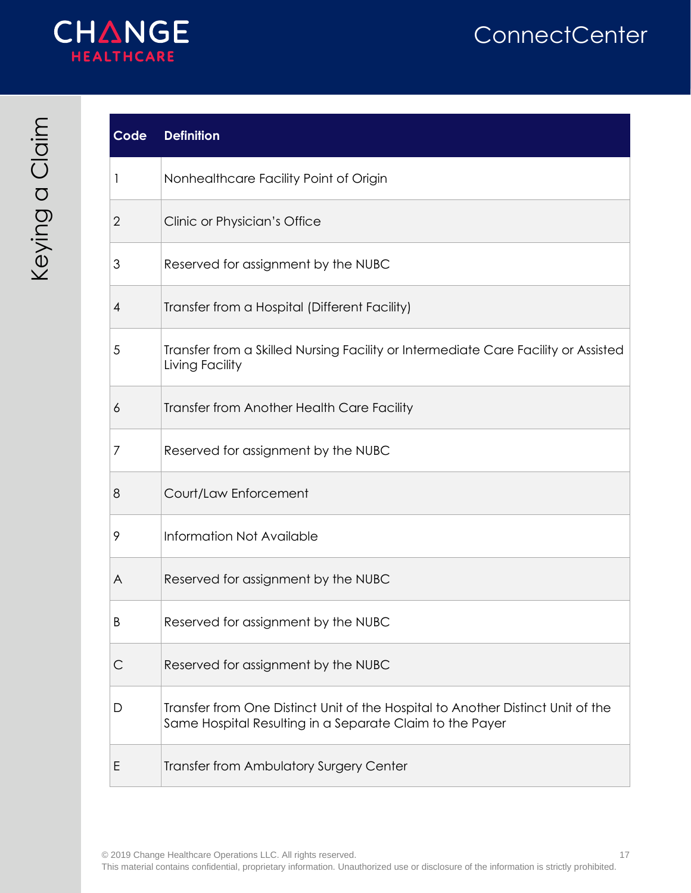| Code | Definition |
|---|---|
| 1 | Nonhealthcare Facility Point of Origin |
| 2 | Clinic or Physician's Office |
| 3 | Reserved for assignment by the NUBC |
| 4 | Transfer from a Hospital (Different Facility) |
| 5 | Transfer from a Skilled Nursing Facility or Intermediate Care Facility or Assisted Living Facility |
| 6 | Transfer from Another Health Care Facility |
| 7 | Reserved for assignment by the NUBC |
| 8 | Court/Law Enforcement |
| 9 | Information Not Available |
| A | Reserved for assignment by the NUBC |
| B | Reserved for assignment by the NUBC |
| C | Reserved for assignment by the NUBC |
| D | Transfer from One Distinct Unit of the Hospital to Another Distinct Unit of the Same Hospital Resulting in a Separate Claim to the Payer |
| E | Transfer from Ambulatory Surgery Center |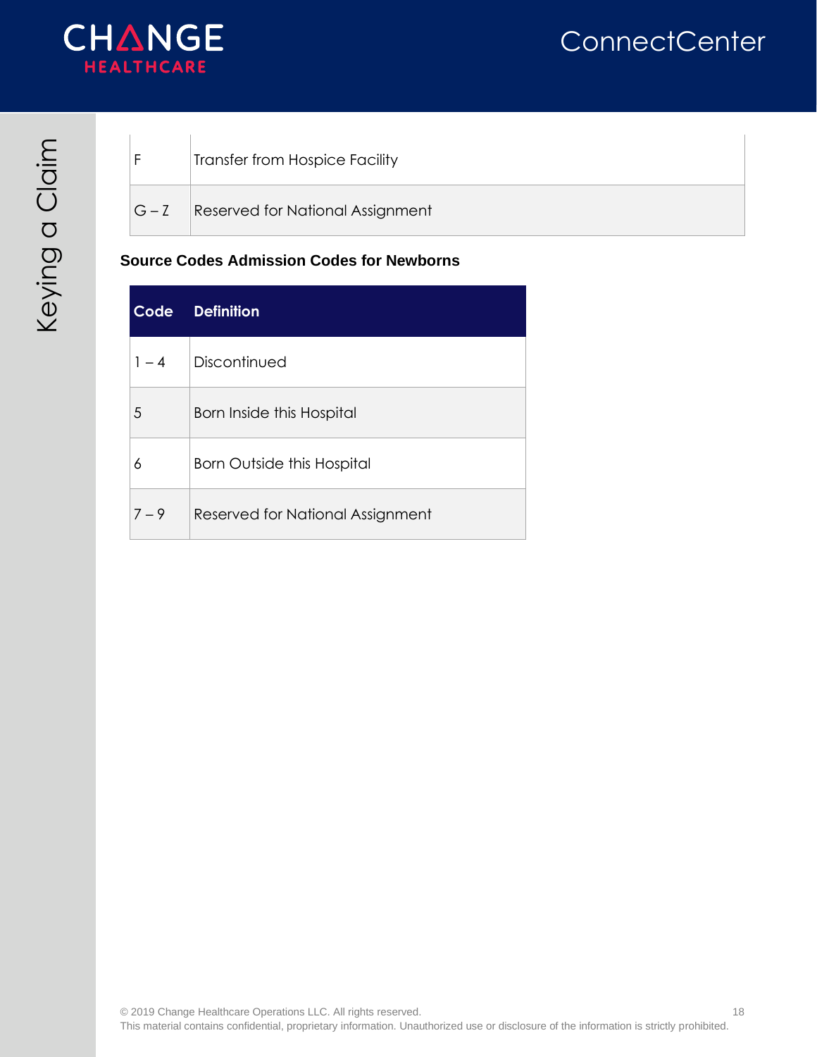| | |
|---|---|
| F | Transfer from Hospice Facility |
| G – Z | Reserved for National Assignment |

**Source Codes Admission Codes for Newborns**

| Code | Definition |
|---|---|
| 1 – 4 | Discontinued |
| 5 | Born Inside this Hospital |
| 6 | Born Outside this Hospital |
| 7 – 9 | Reserved for National Assignment |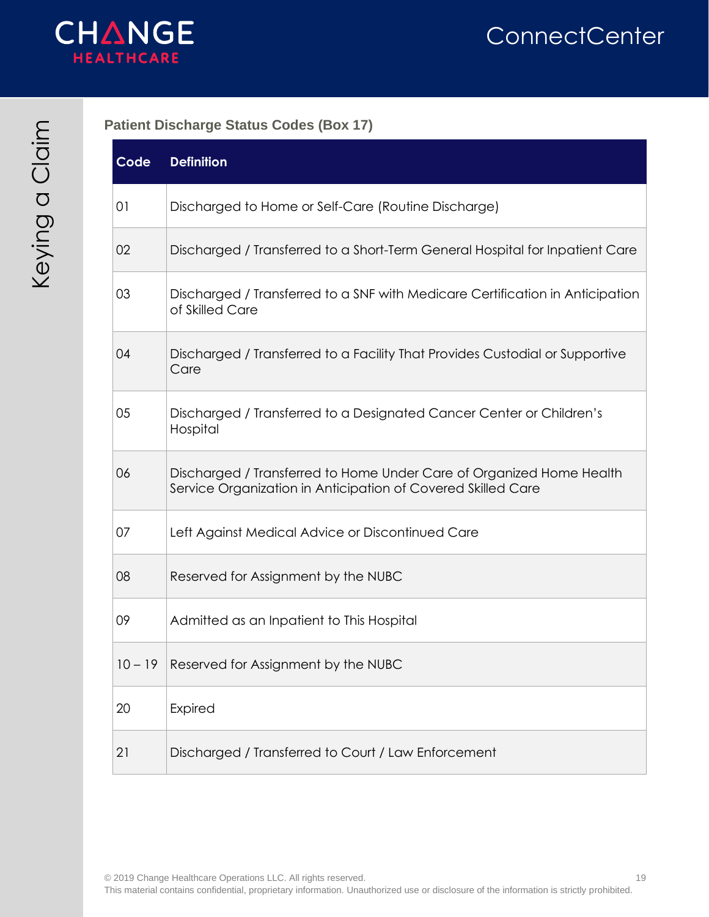### Patient Discharge Status Codes (Box 17)

| Code | Definition |
| --- | --- |
| 01 | Discharged to Home or Self-Care (Routine Discharge) |
| 02 | Discharged / Transferred to a Short-Term General Hospital for Inpatient Care |
| 03 | Discharged / Transferred to a SNF with Medicare Certification in Anticipation of Skilled Care |
| 04 | Discharged / Transferred to a Facility That Provides Custodial or Supportive Care |
| 05 | Discharged / Transferred to a Designated Cancer Center or Children's Hospital |
| 06 | Discharged / Transferred to Home Under Care of Organized Home Health Service Organization in Anticipation of Covered Skilled Care |
| 07 | Left Against Medical Advice or Discontinued Care |
| 08 | Reserved for Assignment by the NUBC |
| 09 | Admitted as an Inpatient to This Hospital |
| 10 – 19 | Reserved for Assignment by the NUBC |
| 20 | Expired |
| 21 | Discharged / Transferred to Court / Law Enforcement |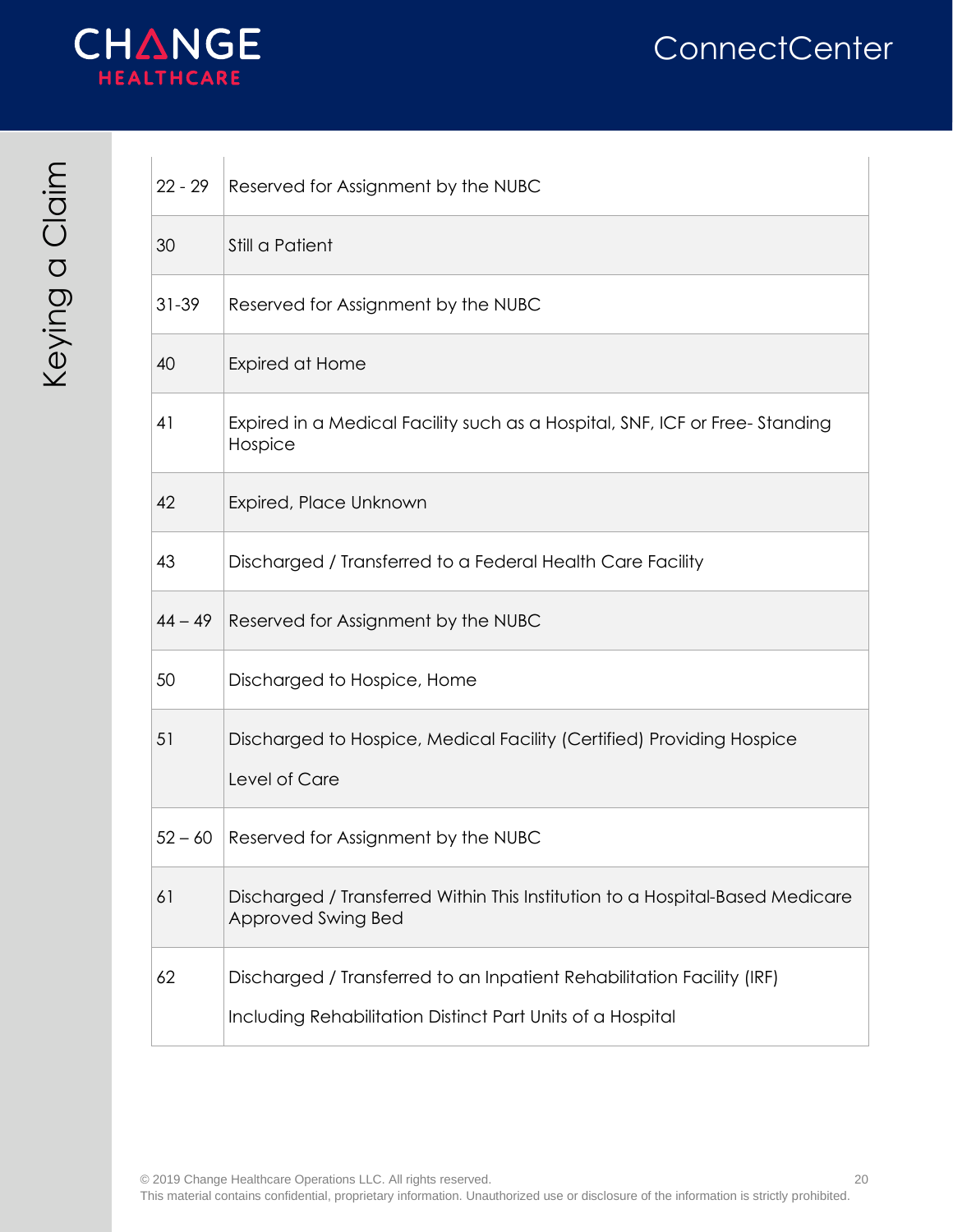| | |
|---|---|
| 22 - 29 | Reserved for Assignment by the NUBC |
| 30 | Still a Patient |
| 31-39 | Reserved for Assignment by the NUBC |
| 40 | Expired at Home |
| 41 | Expired in a Medical Facility such as a Hospital, SNF, ICF or Free- Standing Hospice |
| 42 | Expired, Place Unknown |
| 43 | Discharged / Transferred to a Federal Health Care Facility |
| 44 – 49 | Reserved for Assignment by the NUBC |
| 50 | Discharged to Hospice, Home |
| 51 | Discharged to Hospice, Medical Facility (Certified) Providing Hospice Level of Care |
| 52 – 60 | Reserved for Assignment by the NUBC |
| 61 | Discharged / Transferred Within This Institution to a Hospital-Based Medicare Approved Swing Bed |
| 62 | Discharged / Transferred to an Inpatient Rehabilitation Facility (IRF) Including Rehabilitation Distinct Part Units of a Hospital |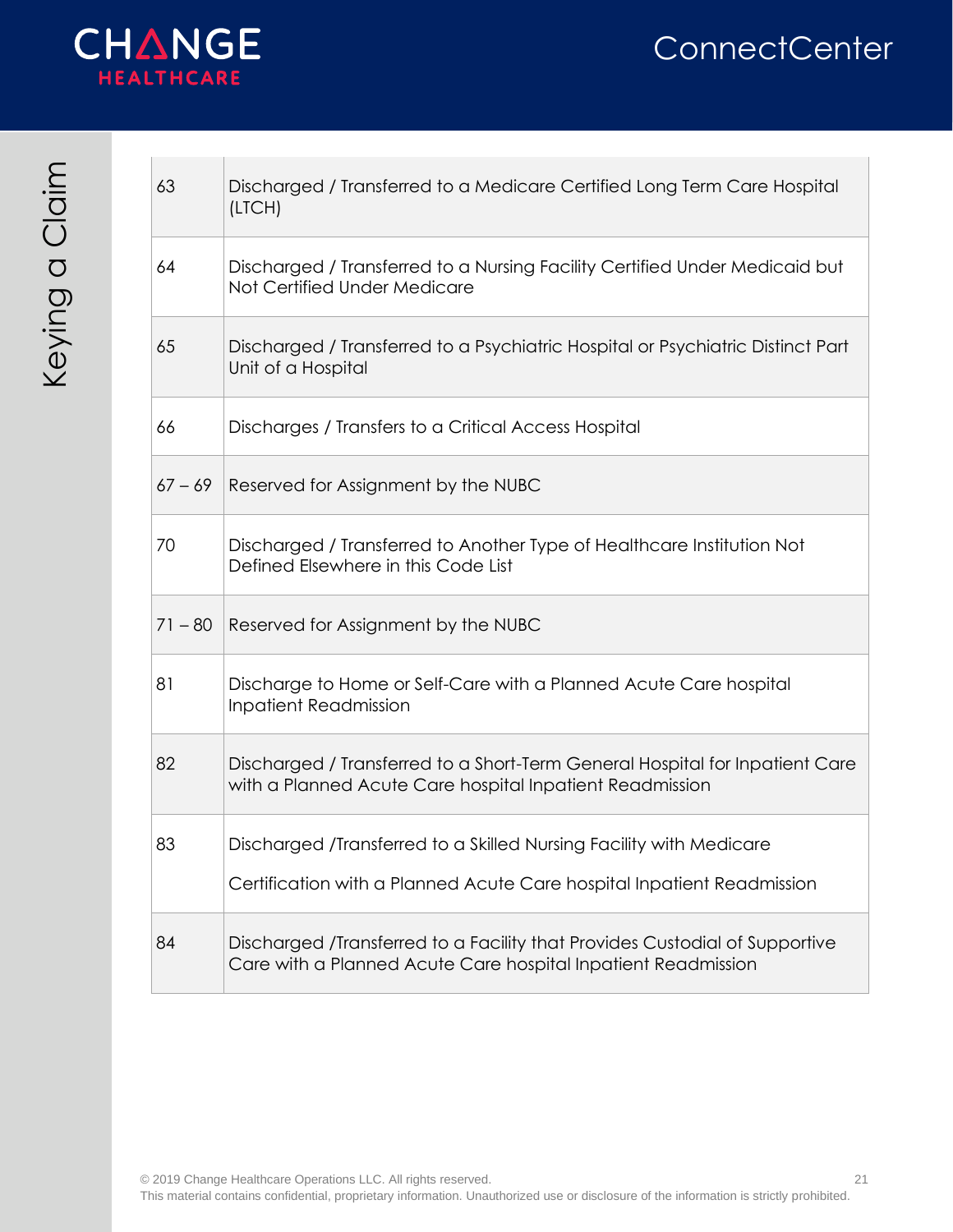| | |
|---|---|
| 63 | Discharged / Transferred to a Medicare Certified Long Term Care Hospital (LTCH) |
| 64 | Discharged / Transferred to a Nursing Facility Certified Under Medicaid but Not Certified Under Medicare |
| 65 | Discharged / Transferred to a Psychiatric Hospital or Psychiatric Distinct Part Unit of a Hospital |
| 66 | Discharges / Transfers to a Critical Access Hospital |
| 67 – 69 | Reserved for Assignment by the NUBC |
| 70 | Discharged / Transferred to Another Type of Healthcare Institution Not Defined Elsewhere in this Code List |
| 71 – 80 | Reserved for Assignment by the NUBC |
| 81 | Discharge to Home or Self-Care with a Planned Acute Care hospital Inpatient Readmission |
| 82 | Discharged / Transferred to a Short-Term General Hospital for Inpatient Care with a Planned Acute Care hospital Inpatient Readmission |
| 83 | Discharged /Transferred to a Skilled Nursing Facility with Medicare Certification with a Planned Acute Care hospital Inpatient Readmission |
| 84 | Discharged /Transferred to a Facility that Provides Custodial of Supportive Care with a Planned Acute Care hospital Inpatient Readmission |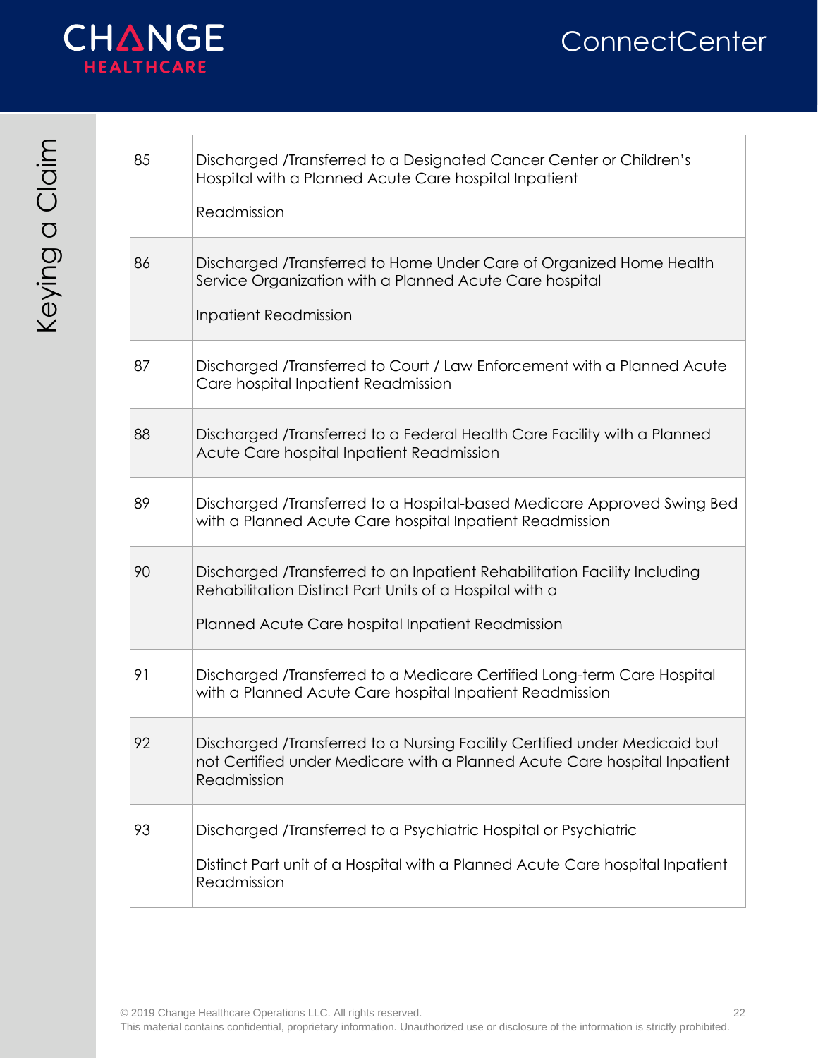| | |
|---|---|
| 85 | Discharged /Transferred to a Designated Cancer Center or Children's Hospital with a Planned Acute Care hospital Inpatient Readmission |
| 86 | Discharged /Transferred to Home Under Care of Organized Home Health Service Organization with a Planned Acute Care hospital Inpatient Readmission |
| 87 | Discharged /Transferred to Court / Law Enforcement with a Planned Acute Care hospital Inpatient Readmission |
| 88 | Discharged /Transferred to a Federal Health Care Facility with a Planned Acute Care hospital Inpatient Readmission |
| 89 | Discharged /Transferred to a Hospital-based Medicare Approved Swing Bed with a Planned Acute Care hospital Inpatient Readmission |
| 90 | Discharged /Transferred to an Inpatient Rehabilitation Facility Including Rehabilitation Distinct Part Units of a Hospital with a Planned Acute Care hospital Inpatient Readmission |
| 91 | Discharged /Transferred to a Medicare Certified Long-term Care Hospital with a Planned Acute Care hospital Inpatient Readmission |
| 92 | Discharged /Transferred to a Nursing Facility Certified under Medicaid but not Certified under Medicare with a Planned Acute Care hospital Inpatient Readmission |
| 93 | Discharged /Transferred to a Psychiatric Hospital or Psychiatric Distinct Part unit of a Hospital with a Planned Acute Care hospital Inpatient Readmission |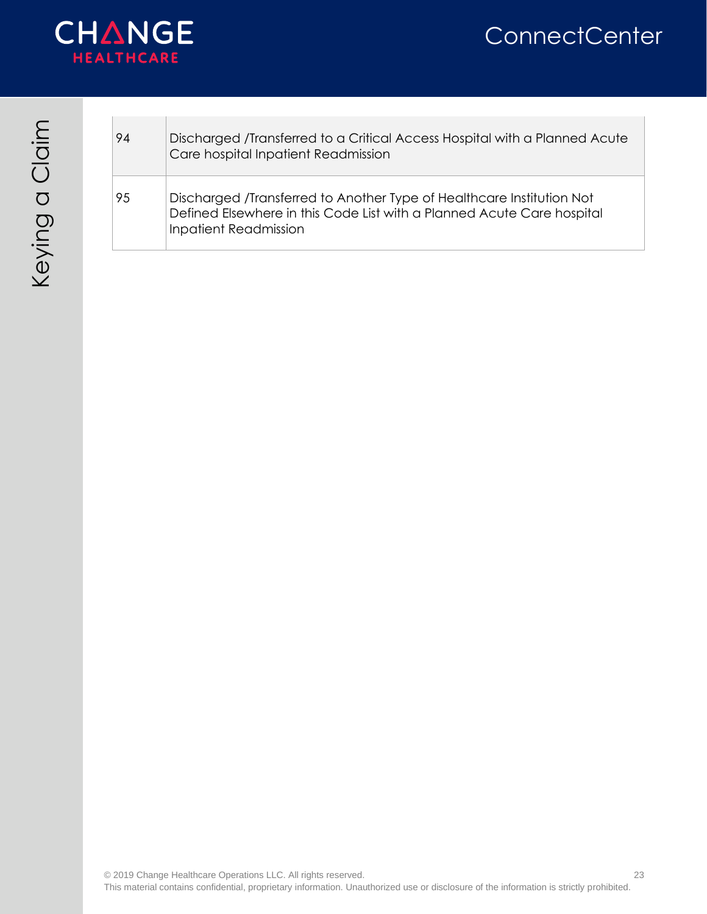| | |
|---|---|
| 94 | Discharged /Transferred to a Critical Access Hospital with a Planned Acute Care hospital Inpatient Readmission |
| 95 | Discharged /Transferred to Another Type of Healthcare Institution Not Defined Elsewhere in this Code List with a Planned Acute Care hospital Inpatient Readmission |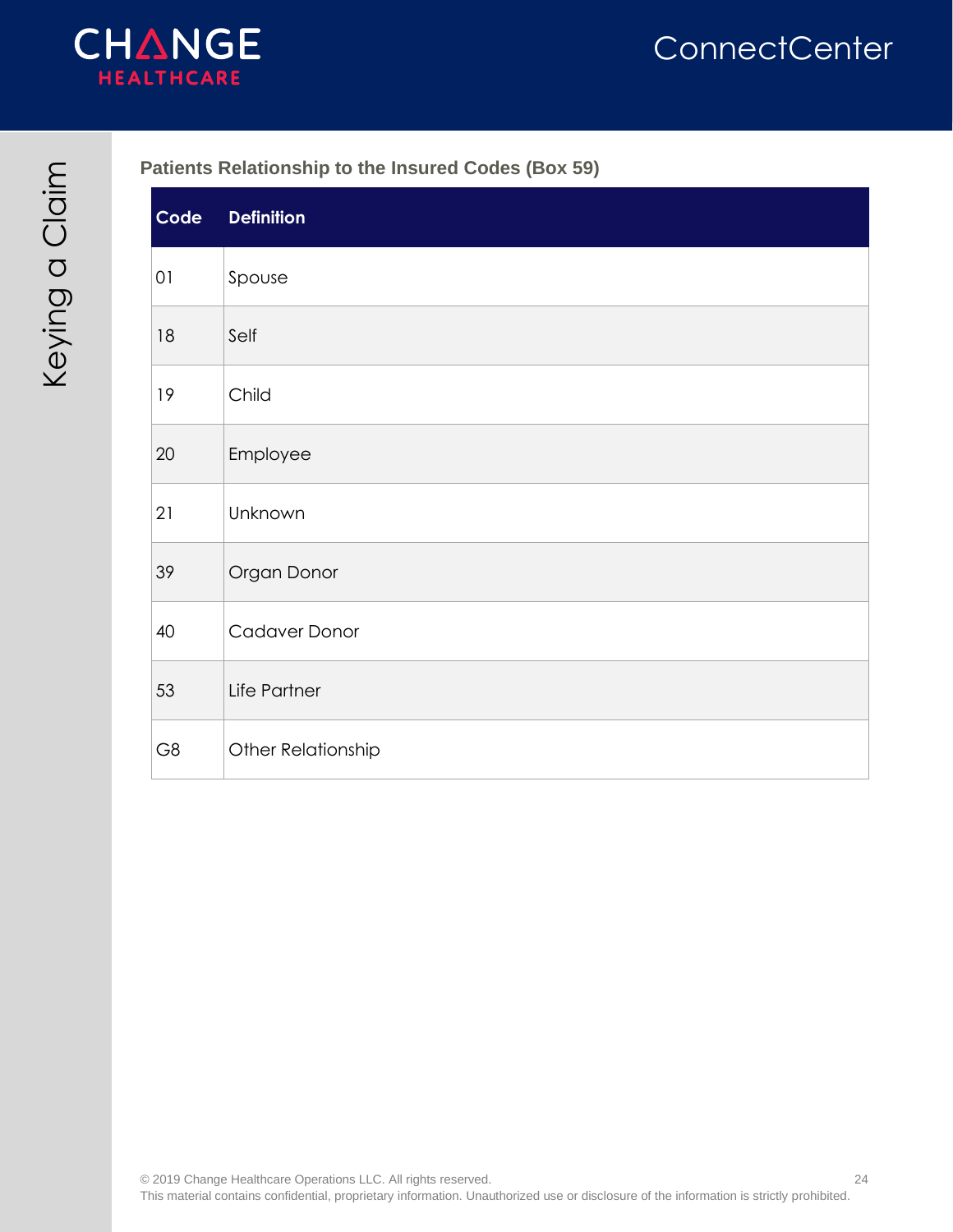### Patients Relationship to the Insured Codes (Box 59)

| Code | Definition |
| --- | --- |
| 01 | Spouse |
| 18 | Self |
| 19 | Child |
| 20 | Employee |
| 21 | Unknown |
| 39 | Organ Donor |
| 40 | Cadaver Donor |
| 53 | Life Partner |
| G8 | Other Relationship |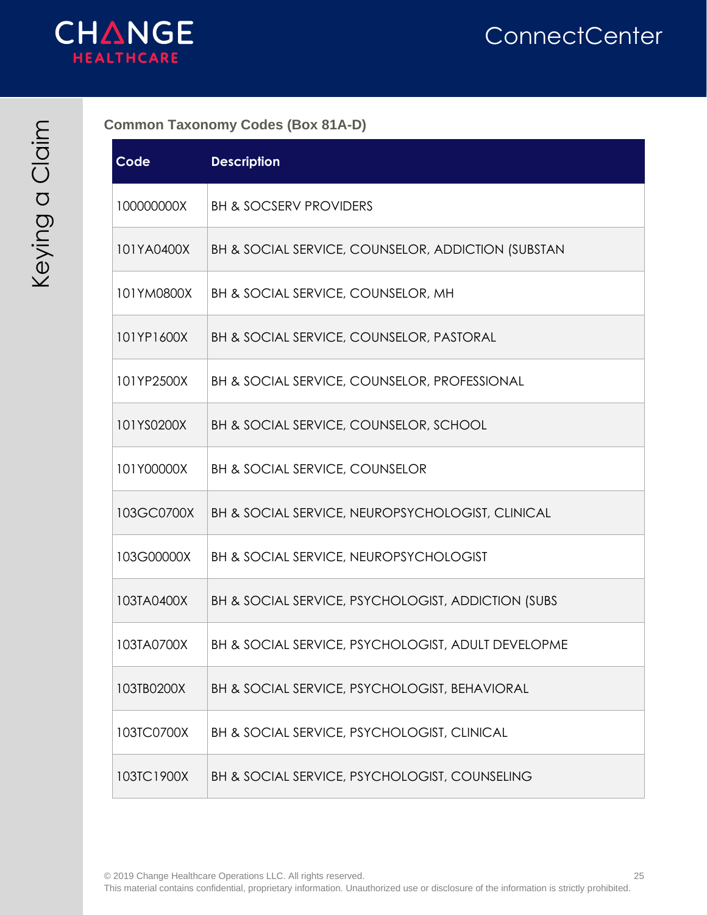### Common Taxonomy Codes (Box 81A-D)

| Code | Description |
|---|---|
| 100000000X | BH & SOCSERV PROVIDERS |
| 101YA0400X | BH & SOCIAL SERVICE, COUNSELOR, ADDICTION (SUBSTAN |
| 101YM0800X | BH & SOCIAL SERVICE, COUNSELOR, MH |
| 101YP1600X | BH & SOCIAL SERVICE, COUNSELOR, PASTORAL |
| 101YP2500X | BH & SOCIAL SERVICE, COUNSELOR, PROFESSIONAL |
| 101YS0200X | BH & SOCIAL SERVICE, COUNSELOR, SCHOOL |
| 101Y00000X | BH & SOCIAL SERVICE, COUNSELOR |
| 103GC0700X | BH & SOCIAL SERVICE, NEUROPSYCHOLOGIST, CLINICAL |
| 103G00000X | BH & SOCIAL SERVICE, NEUROPSYCHOLOGIST |
| 103TA0400X | BH & SOCIAL SERVICE, PSYCHOLOGIST, ADDICTION (SUBS |
| 103TA0700X | BH & SOCIAL SERVICE, PSYCHOLOGIST, ADULT DEVELOPME |
| 103TB0200X | BH & SOCIAL SERVICE, PSYCHOLOGIST, BEHAVIORAL |
| 103TC0700X | BH & SOCIAL SERVICE, PSYCHOLOGIST, CLINICAL |
| 103TC1900X | BH & SOCIAL SERVICE, PSYCHOLOGIST, COUNSELING |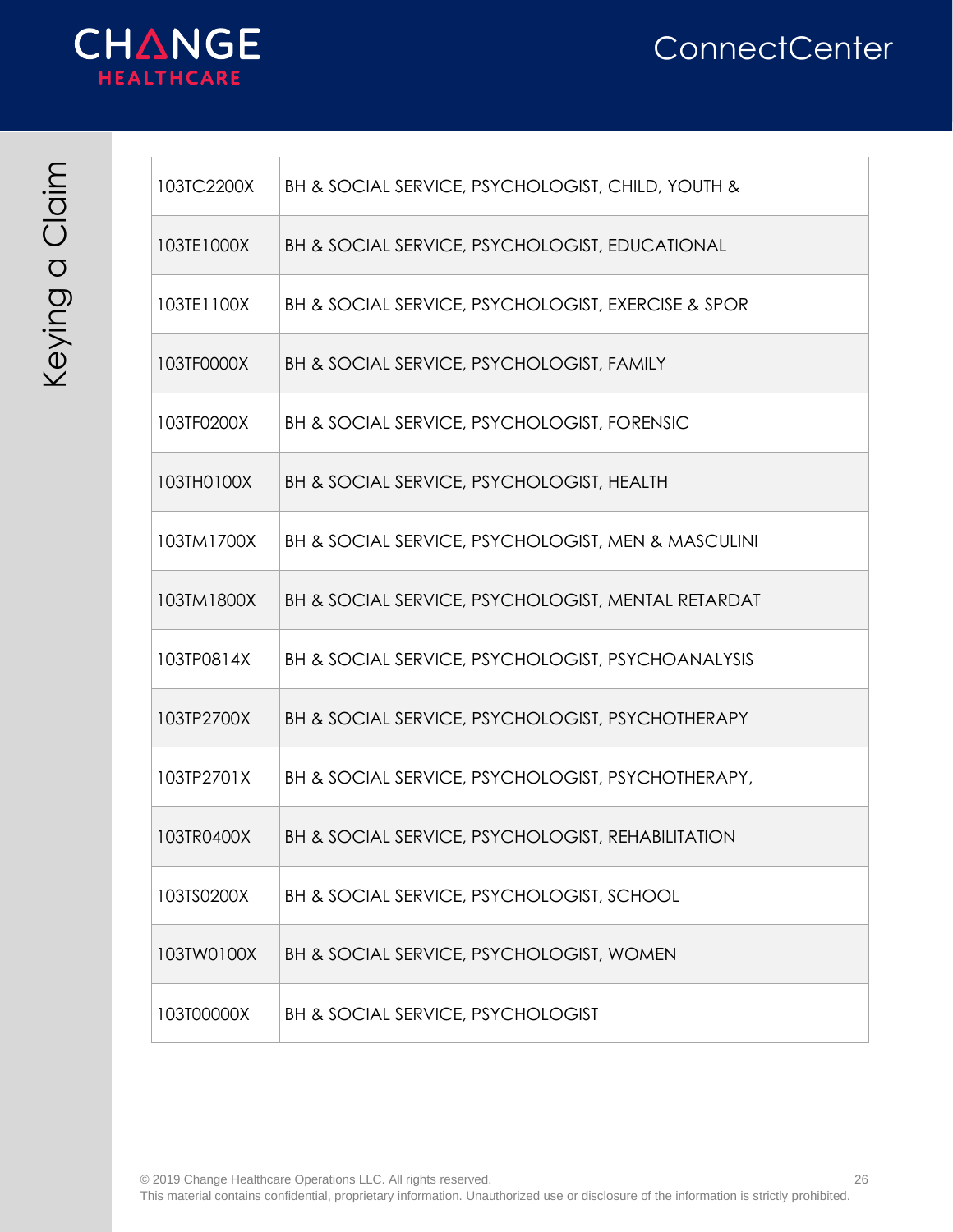| 103TC2200X | BH & SOCIAL SERVICE, PSYCHOLOGIST, CHILD, YOUTH & |
|---|---|
| 103TE1000X | BH & SOCIAL SERVICE, PSYCHOLOGIST, EDUCATIONAL |
| 103TE1100X | BH & SOCIAL SERVICE, PSYCHOLOGIST, EXERCISE & SPOR |
| 103TF0000X | BH & SOCIAL SERVICE, PSYCHOLOGIST, FAMILY |
| 103TF0200X | BH & SOCIAL SERVICE, PSYCHOLOGIST, FORENSIC |
| 103TH0100X | BH & SOCIAL SERVICE, PSYCHOLOGIST, HEALTH |
| 103TM1700X | BH & SOCIAL SERVICE, PSYCHOLOGIST, MEN & MASCULINI |
| 103TM1800X | BH & SOCIAL SERVICE, PSYCHOLOGIST, MENTAL RETARDAT |
| 103TP0814X | BH & SOCIAL SERVICE, PSYCHOLOGIST, PSYCHOANALYSIS |
| 103TP2700X | BH & SOCIAL SERVICE, PSYCHOLOGIST, PSYCHOTHERAPY |
| 103TP2701X | BH & SOCIAL SERVICE, PSYCHOLOGIST, PSYCHOTHERAPY, |
| 103TR0400X | BH & SOCIAL SERVICE, PSYCHOLOGIST, REHABILITATION |
| 103TS0200X | BH & SOCIAL SERVICE, PSYCHOLOGIST, SCHOOL |
| 103TW0100X | BH & SOCIAL SERVICE, PSYCHOLOGIST, WOMEN |
| 103T00000X | BH & SOCIAL SERVICE, PSYCHOLOGIST |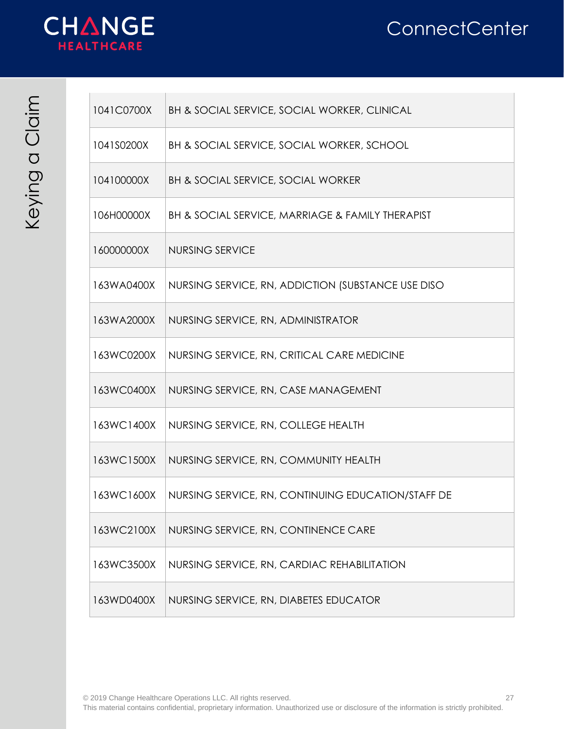| | |
|---|---|
| 1041C0700X | BH & SOCIAL SERVICE, SOCIAL WORKER, CLINICAL |
| 1041S0200X | BH & SOCIAL SERVICE, SOCIAL WORKER, SCHOOL |
| 104100000X | BH & SOCIAL SERVICE, SOCIAL WORKER |
| 106H00000X | BH & SOCIAL SERVICE, MARRIAGE & FAMILY THERAPIST |
| 160000000X | NURSING SERVICE |
| 163WA0400X | NURSING SERVICE, RN, ADDICTION (SUBSTANCE USE DISO |
| 163WA2000X | NURSING SERVICE, RN, ADMINISTRATOR |
| 163WC0200X | NURSING SERVICE, RN, CRITICAL CARE MEDICINE |
| 163WC0400X | NURSING SERVICE, RN, CASE MANAGEMENT |
| 163WC1400X | NURSING SERVICE, RN, COLLEGE HEALTH |
| 163WC1500X | NURSING SERVICE, RN, COMMUNITY HEALTH |
| 163WC1600X | NURSING SERVICE, RN, CONTINUING EDUCATION/STAFF DE |
| 163WC2100X | NURSING SERVICE, RN, CONTINENCE CARE |
| 163WC3500X | NURSING SERVICE, RN, CARDIAC REHABILITATION |
| 163WD0400X | NURSING SERVICE, RN, DIABETES EDUCATOR |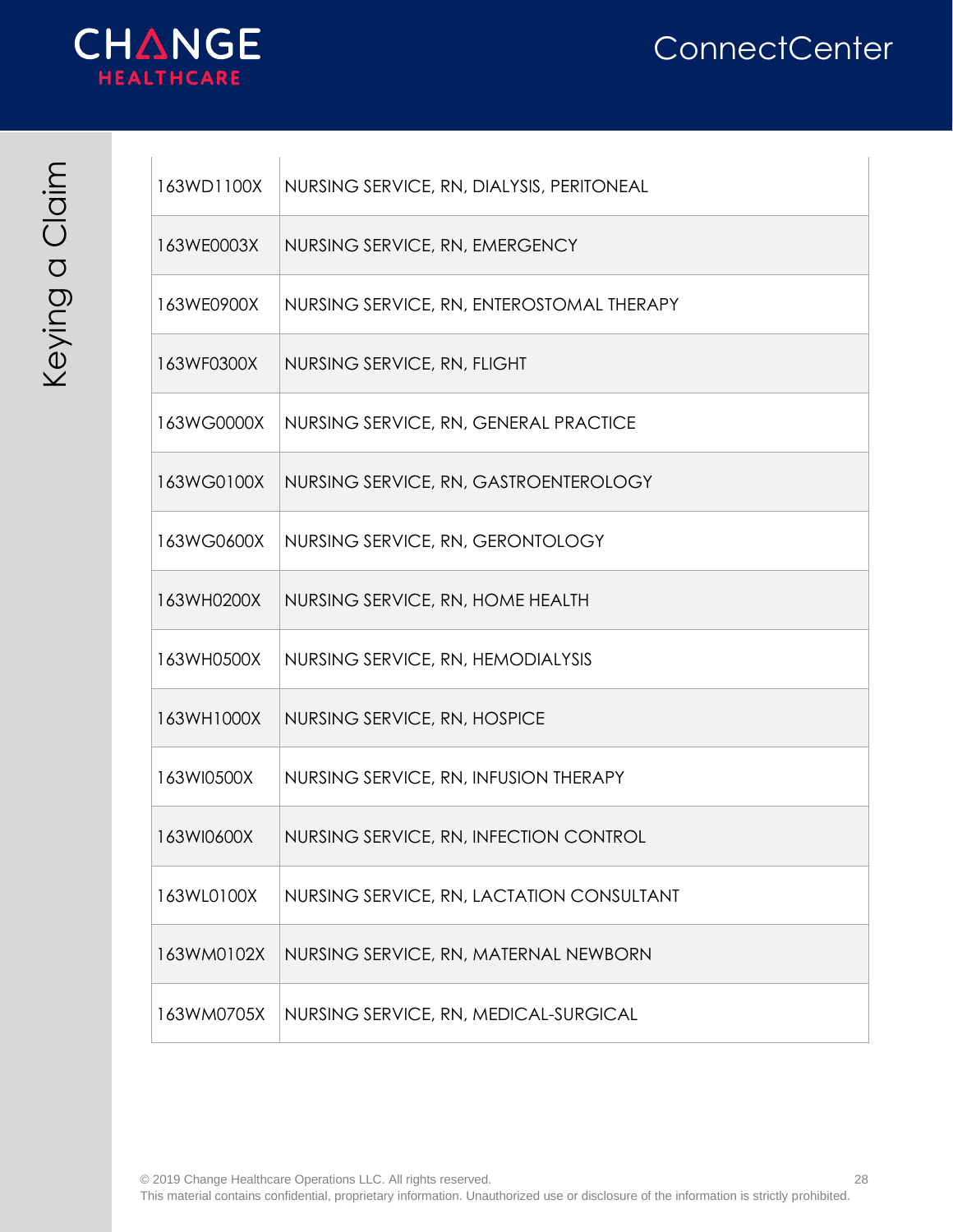| 163WD1100X | NURSING SERVICE, RN, DIALYSIS, PERITONEAL |
|---|---|
| 163WE0003X | NURSING SERVICE, RN, EMERGENCY |
| 163WE0900X | NURSING SERVICE, RN, ENTEROSTOMAL THERAPY |
| 163WF0300X | NURSING SERVICE, RN, FLIGHT |
| 163WG0000X | NURSING SERVICE, RN, GENERAL PRACTICE |
| 163WG0100X | NURSING SERVICE, RN, GASTROENTEROLOGY |
| 163WG0600X | NURSING SERVICE, RN, GERONTOLOGY |
| 163WH0200X | NURSING SERVICE, RN, HOME HEALTH |
| 163WH0500X | NURSING SERVICE, RN, HEMODIALYSIS |
| 163WH1000X | NURSING SERVICE, RN, HOSPICE |
| 163WI0500X | NURSING SERVICE, RN, INFUSION THERAPY |
| 163WI0600X | NURSING SERVICE, RN, INFECTION CONTROL |
| 163WL0100X | NURSING SERVICE, RN, LACTATION CONSULTANT |
| 163WM0102X | NURSING SERVICE, RN, MATERNAL NEWBORN |
| 163WM0705X | NURSING SERVICE, RN, MEDICAL-SURGICAL |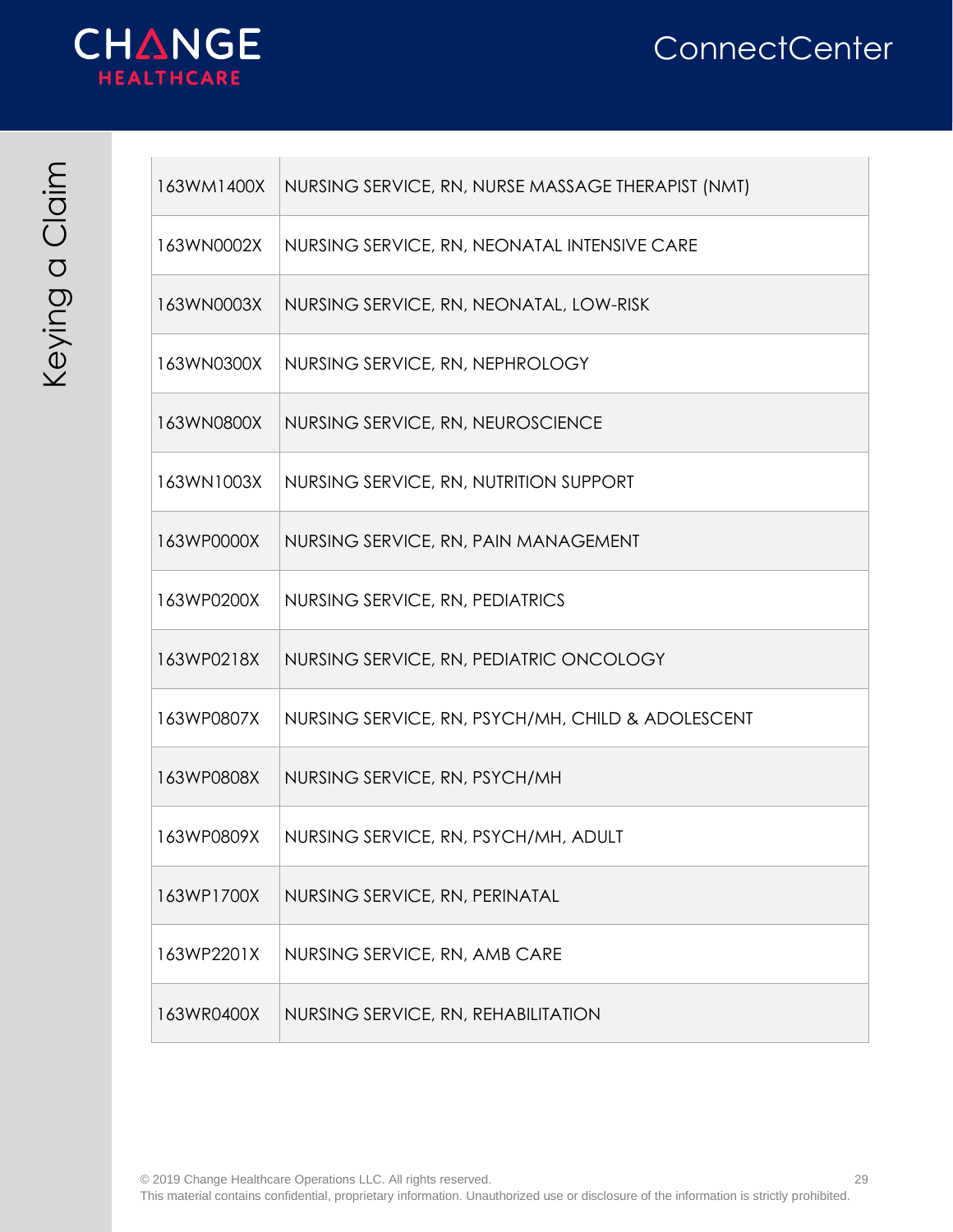| | |
|---|---|
| 163WM1400X | NURSING SERVICE, RN, NURSE MASSAGE THERAPIST (NMT) |
| 163WN0002X | NURSING SERVICE, RN, NEONATAL INTENSIVE CARE |
| 163WN0003X | NURSING SERVICE, RN, NEONATAL, LOW-RISK |
| 163WN0300X | NURSING SERVICE, RN, NEPHROLOGY |
| 163WN0800X | NURSING SERVICE, RN, NEUROSCIENCE |
| 163WN1003X | NURSING SERVICE, RN, NUTRITION SUPPORT |
| 163WP0000X | NURSING SERVICE, RN, PAIN MANAGEMENT |
| 163WP0200X | NURSING SERVICE, RN, PEDIATRICS |
| 163WP0218X | NURSING SERVICE, RN, PEDIATRIC ONCOLOGY |
| 163WP0807X | NURSING SERVICE, RN, PSYCH/MH, CHILD & ADOLESCENT |
| 163WP0808X | NURSING SERVICE, RN, PSYCH/MH |
| 163WP0809X | NURSING SERVICE, RN, PSYCH/MH, ADULT |
| 163WP1700X | NURSING SERVICE, RN, PERINATAL |
| 163WP2201X | NURSING SERVICE, RN, AMB CARE |
| 163WR0400X | NURSING SERVICE, RN, REHABILITATION |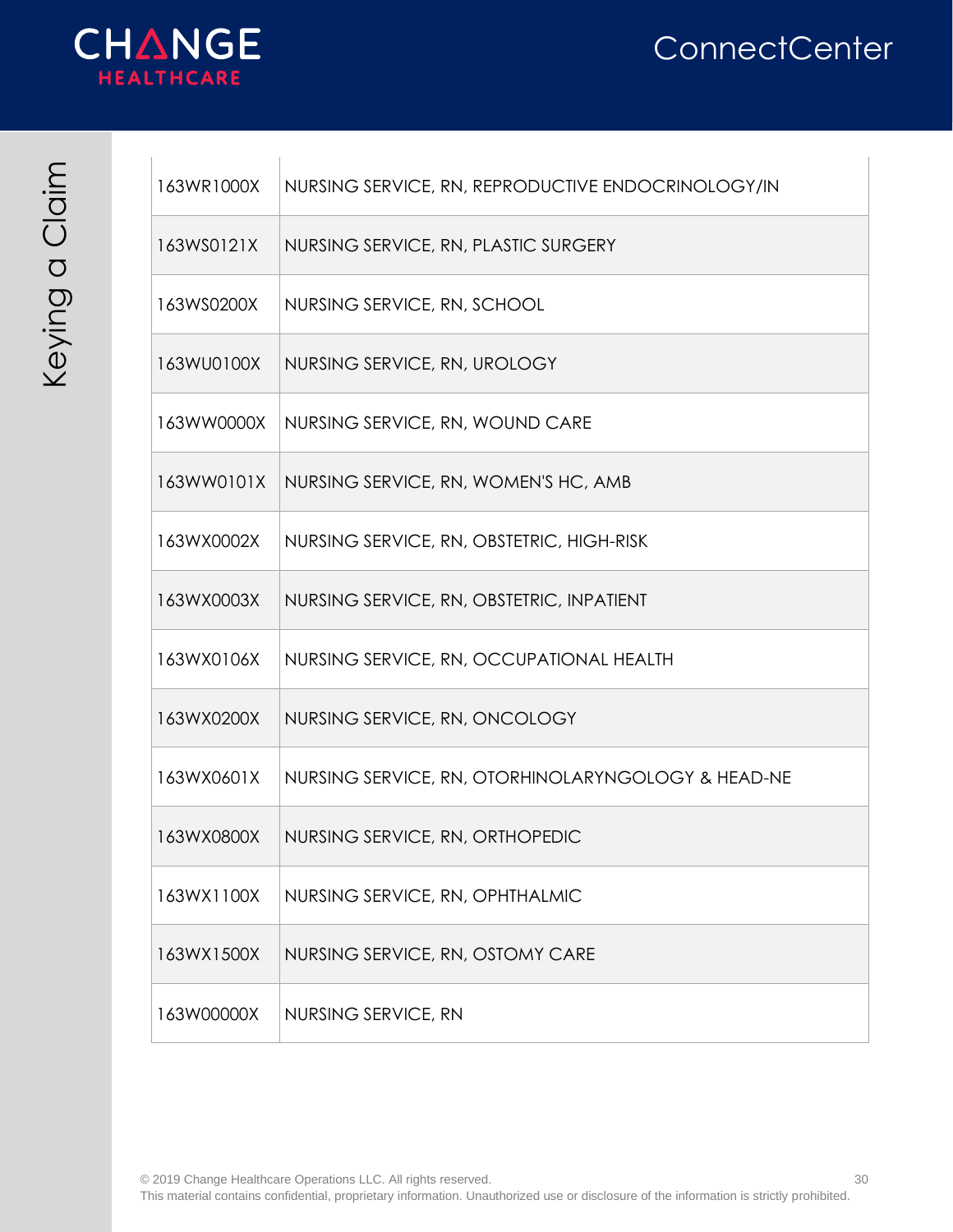| 163WR1000X | NURSING SERVICE, RN, REPRODUCTIVE ENDOCRINOLOGY/IN |
|---|---|
| 163WS0121X | NURSING SERVICE, RN, PLASTIC SURGERY |
| 163WS0200X | NURSING SERVICE, RN, SCHOOL |
| 163WU0100X | NURSING SERVICE, RN, UROLOGY |
| 163WW0000X | NURSING SERVICE, RN, WOUND CARE |
| 163WW0101X | NURSING SERVICE, RN, WOMEN'S HC, AMB |
| 163WX0002X | NURSING SERVICE, RN, OBSTETRIC, HIGH-RISK |
| 163WX0003X | NURSING SERVICE, RN, OBSTETRIC, INPATIENT |
| 163WX0106X | NURSING SERVICE, RN, OCCUPATIONAL HEALTH |
| 163WX0200X | NURSING SERVICE, RN, ONCOLOGY |
| 163WX0601X | NURSING SERVICE, RN, OTORHINOLARYNGOLOGY & HEAD-NE |
| 163WX0800X | NURSING SERVICE, RN, ORTHOPEDIC |
| 163WX1100X | NURSING SERVICE, RN, OPHTHALMIC |
| 163WX1500X | NURSING SERVICE, RN, OSTOMY CARE |
| 163W00000X | NURSING SERVICE, RN |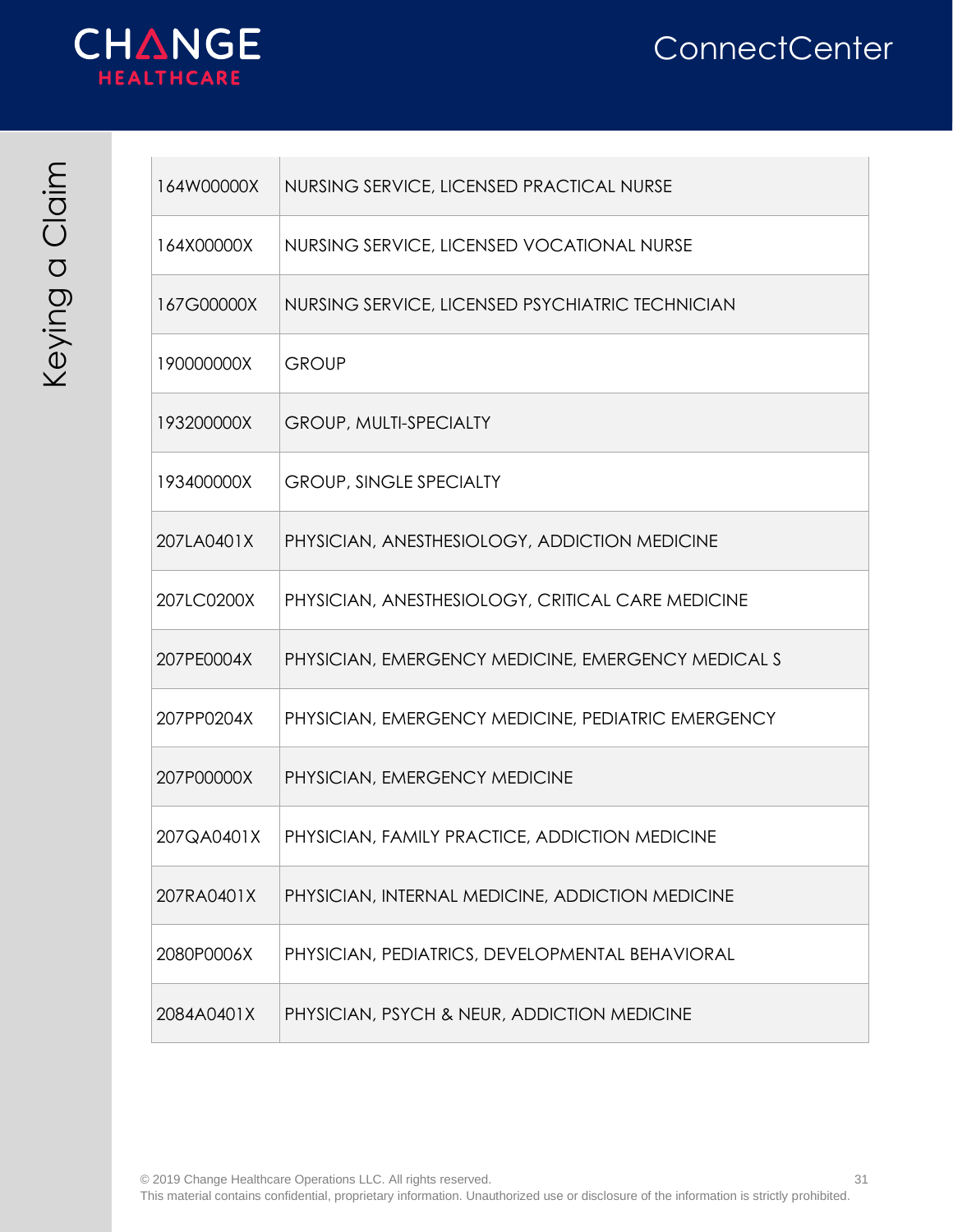| | |
|---|---|
| 164W00000X | NURSING SERVICE, LICENSED PRACTICAL NURSE |
| 164X00000X | NURSING SERVICE, LICENSED VOCATIONAL NURSE |
| 167G00000X | NURSING SERVICE, LICENSED PSYCHIATRIC TECHNICIAN |
| 190000000X | GROUP |
| 193200000X | GROUP, MULTI-SPECIALTY |
| 193400000X | GROUP, SINGLE SPECIALTY |
| 207LA0401X | PHYSICIAN, ANESTHESIOLOGY, ADDICTION MEDICINE |
| 207LC0200X | PHYSICIAN, ANESTHESIOLOGY, CRITICAL CARE MEDICINE |
| 207PE0004X | PHYSICIAN, EMERGENCY MEDICINE, EMERGENCY MEDICAL S |
| 207PP0204X | PHYSICIAN, EMERGENCY MEDICINE, PEDIATRIC EMERGENCY |
| 207P00000X | PHYSICIAN, EMERGENCY MEDICINE |
| 207QA0401X | PHYSICIAN, FAMILY PRACTICE, ADDICTION MEDICINE |
| 207RA0401X | PHYSICIAN, INTERNAL MEDICINE, ADDICTION MEDICINE |
| 2080P0006X | PHYSICIAN, PEDIATRICS, DEVELOPMENTAL BEHAVIORAL |
| 2084A0401X | PHYSICIAN, PSYCH & NEUR, ADDICTION MEDICINE |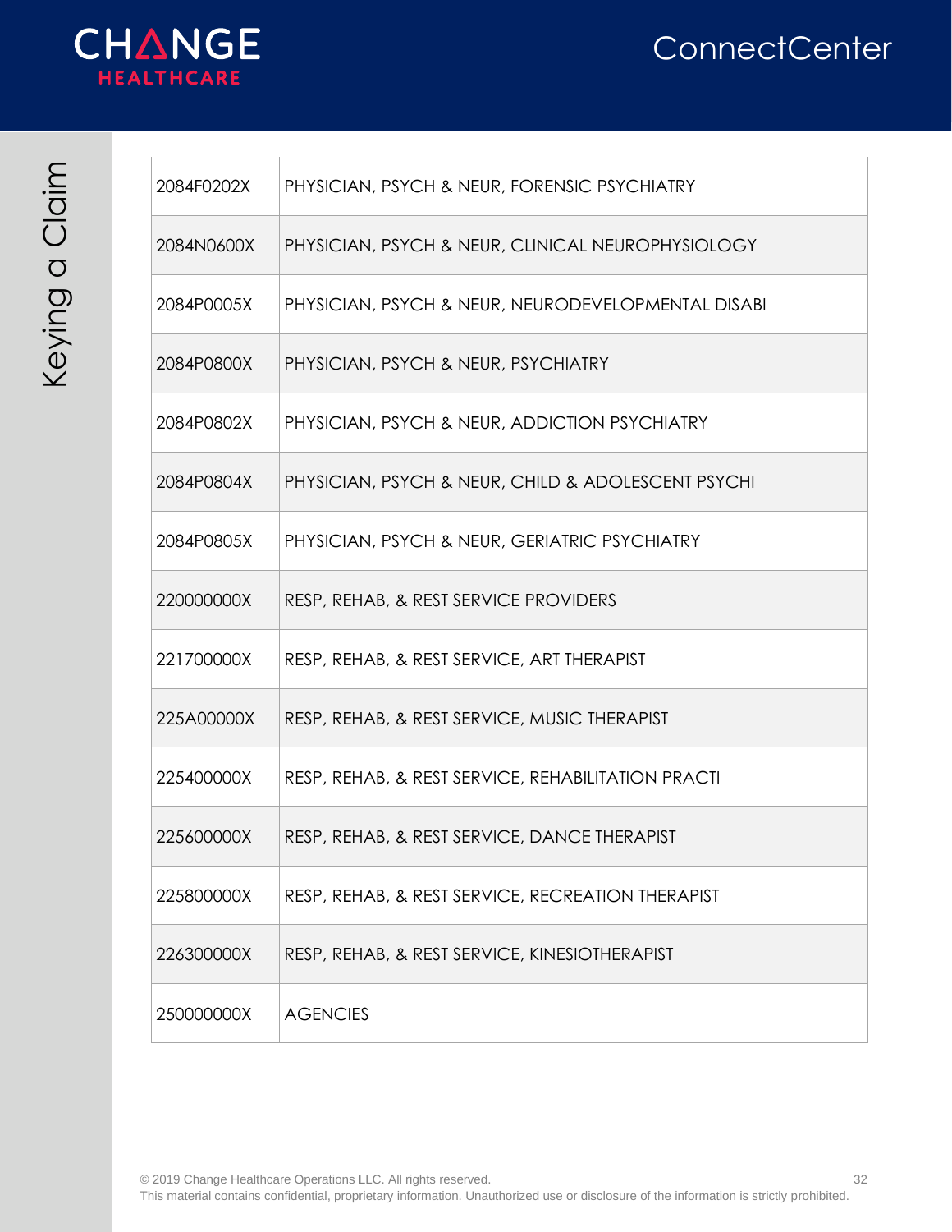| 2084F0202X | PHYSICIAN, PSYCH & NEUR, FORENSIC PSYCHIATRY |
|---|---|
| 2084N0600X | PHYSICIAN, PSYCH & NEUR, CLINICAL NEUROPHYSIOLOGY |
| 2084P0005X | PHYSICIAN, PSYCH & NEUR, NEURODEVELOPMENTAL DISABI |
| 2084P0800X | PHYSICIAN, PSYCH & NEUR, PSYCHIATRY |
| 2084P0802X | PHYSICIAN, PSYCH & NEUR, ADDICTION PSYCHIATRY |
| 2084P0804X | PHYSICIAN, PSYCH & NEUR, CHILD & ADOLESCENT PSYCHI |
| 2084P0805X | PHYSICIAN, PSYCH & NEUR, GERIATRIC PSYCHIATRY |
| 220000000X | RESP, REHAB, & REST SERVICE PROVIDERS |
| 221700000X | RESP, REHAB, & REST SERVICE, ART THERAPIST |
| 225A00000X | RESP, REHAB, & REST SERVICE, MUSIC THERAPIST |
| 225400000X | RESP, REHAB, & REST SERVICE, REHABILITATION PRACTI |
| 225600000X | RESP, REHAB, & REST SERVICE, DANCE THERAPIST |
| 225800000X | RESP, REHAB, & REST SERVICE, RECREATION THERAPIST |
| 226300000X | RESP, REHAB, & REST SERVICE, KINESIOTHERAPIST |
| 250000000X | AGENCIES |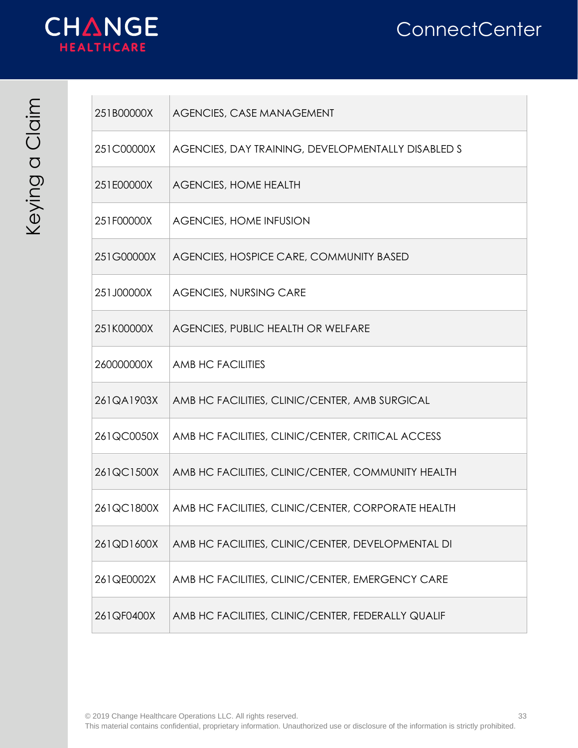| 251B00000X | AGENCIES, CASE MANAGEMENT |
|---|---|
| 251C00000X | AGENCIES, DAY TRAINING, DEVELOPMENTALLY DISABLED S |
| 251E00000X | AGENCIES, HOME HEALTH |
| 251F00000X | AGENCIES, HOME INFUSION |
| 251G00000X | AGENCIES, HOSPICE CARE, COMMUNITY BASED |
| 251J00000X | AGENCIES, NURSING CARE |
| 251K00000X | AGENCIES, PUBLIC HEALTH OR WELFARE |
| 260000000X | AMB HC FACILITIES |
| 261QA1903X | AMB HC FACILITIES, CLINIC/CENTER, AMB SURGICAL |
| 261QC0050X | AMB HC FACILITIES, CLINIC/CENTER, CRITICAL ACCESS |
| 261QC1500X | AMB HC FACILITIES, CLINIC/CENTER, COMMUNITY HEALTH |
| 261QC1800X | AMB HC FACILITIES, CLINIC/CENTER, CORPORATE HEALTH |
| 261QD1600X | AMB HC FACILITIES, CLINIC/CENTER, DEVELOPMENTAL DI |
| 261QE0002X | AMB HC FACILITIES, CLINIC/CENTER, EMERGENCY CARE |
| 261QF0400X | AMB HC FACILITIES, CLINIC/CENTER, FEDERALLY QUALIF |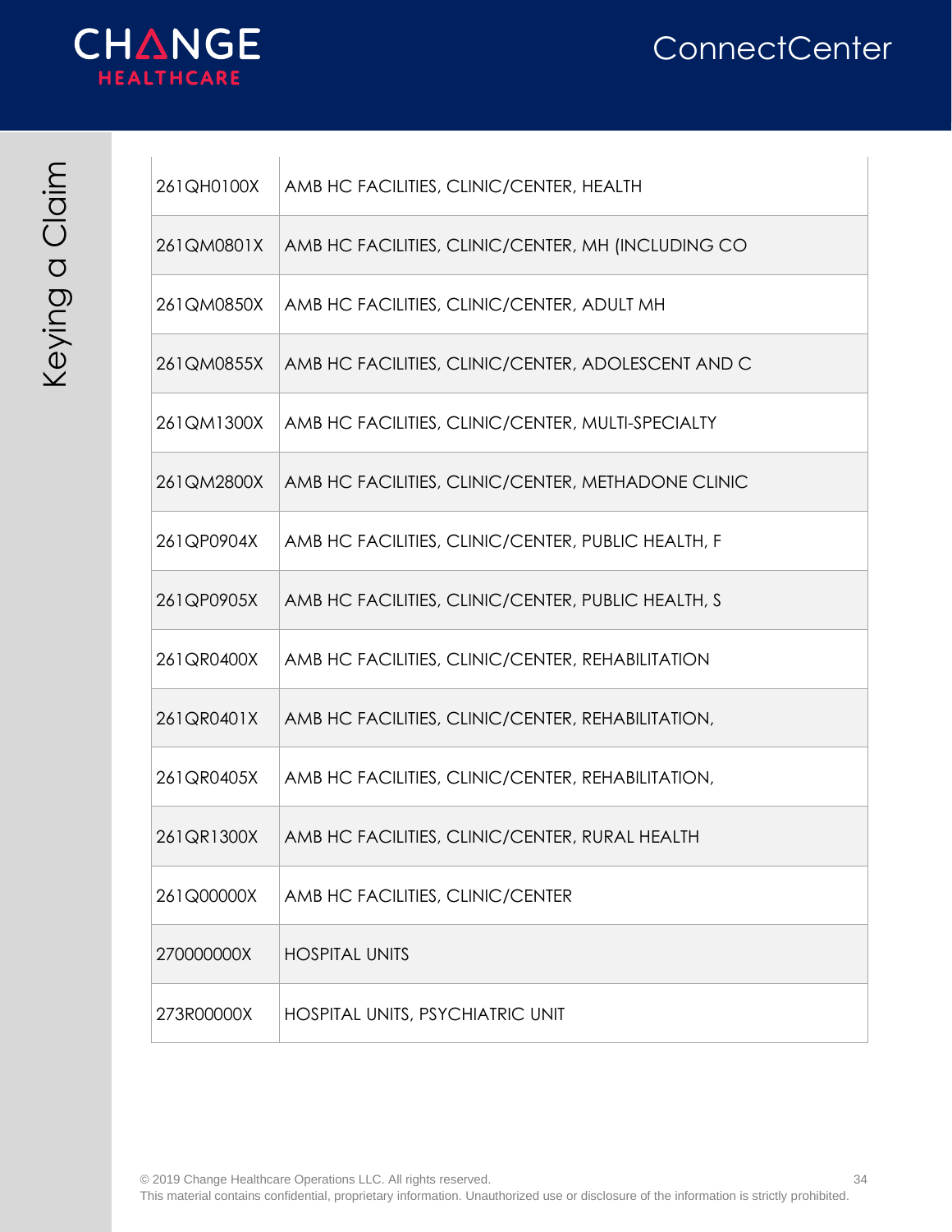| | |
|---|---|
| 261QH0100X | AMB HC FACILITIES, CLINIC/CENTER, HEALTH |
| 261QM0801X | AMB HC FACILITIES, CLINIC/CENTER, MH (INCLUDING CO |
| 261QM0850X | AMB HC FACILITIES, CLINIC/CENTER, ADULT MH |
| 261QM0855X | AMB HC FACILITIES, CLINIC/CENTER, ADOLESCENT AND C |
| 261QM1300X | AMB HC FACILITIES, CLINIC/CENTER, MULTI-SPECIALTY |
| 261QM2800X | AMB HC FACILITIES, CLINIC/CENTER, METHADONE CLINIC |
| 261QP0904X | AMB HC FACILITIES, CLINIC/CENTER, PUBLIC HEALTH, F |
| 261QP0905X | AMB HC FACILITIES, CLINIC/CENTER, PUBLIC HEALTH, S |
| 261QR0400X | AMB HC FACILITIES, CLINIC/CENTER, REHABILITATION |
| 261QR0401X | AMB HC FACILITIES, CLINIC/CENTER, REHABILITATION, |
| 261QR0405X | AMB HC FACILITIES, CLINIC/CENTER, REHABILITATION, |
| 261QR1300X | AMB HC FACILITIES, CLINIC/CENTER, RURAL HEALTH |
| 261Q00000X | AMB HC FACILITIES, CLINIC/CENTER |
| 270000000X | HOSPITAL UNITS |
| 273R00000X | HOSPITAL UNITS, PSYCHIATRIC UNIT |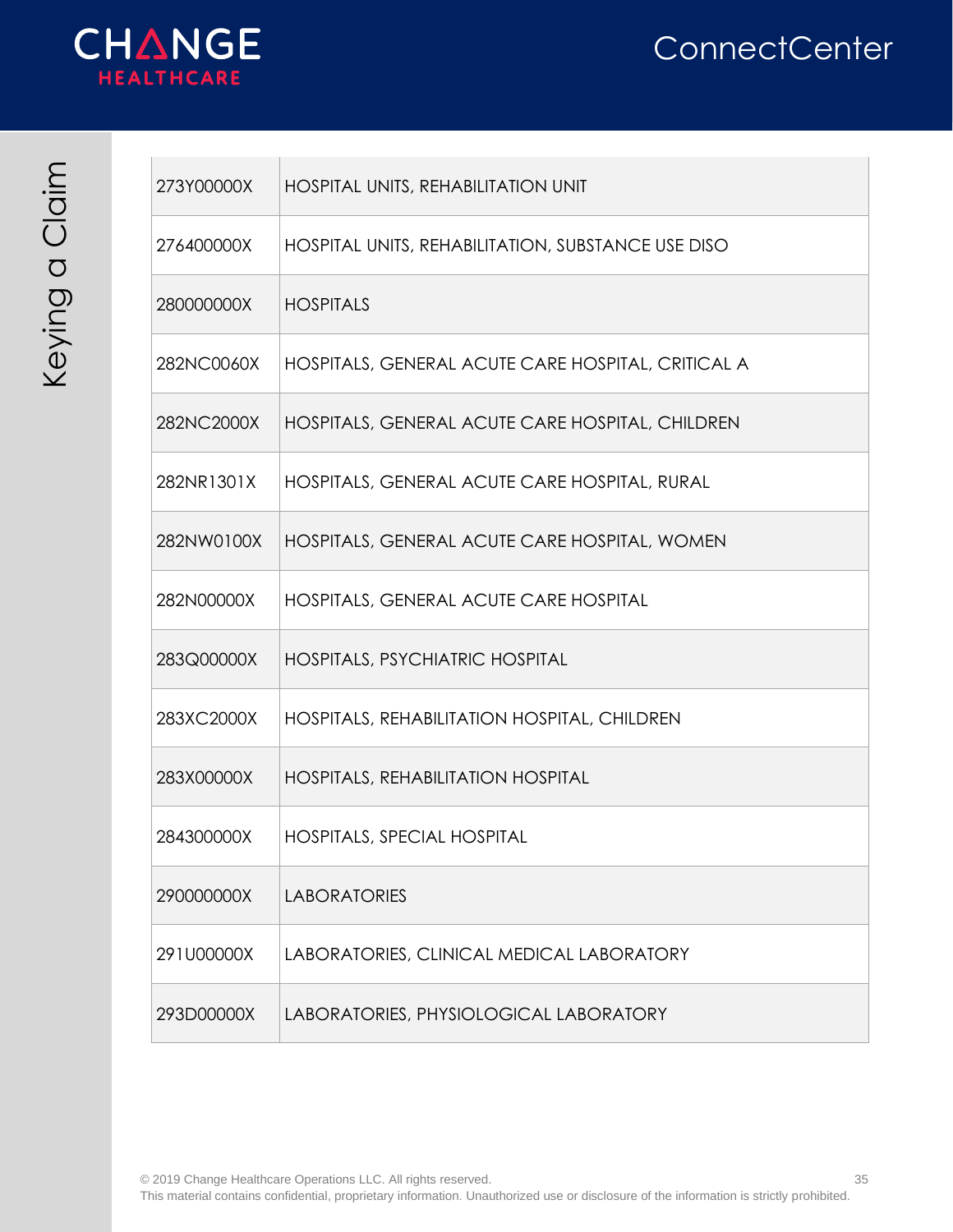| 273Y00000X | HOSPITAL UNITS, REHABILITATION UNIT |
|---|---|
| 276400000X | HOSPITAL UNITS, REHABILITATION, SUBSTANCE USE DISO |
| 280000000X | HOSPITALS |
| 282NC0060X | HOSPITALS, GENERAL ACUTE CARE HOSPITAL, CRITICAL A |
| 282NC2000X | HOSPITALS, GENERAL ACUTE CARE HOSPITAL, CHILDREN |
| 282NR1301X | HOSPITALS, GENERAL ACUTE CARE HOSPITAL, RURAL |
| 282NW0100X | HOSPITALS, GENERAL ACUTE CARE HOSPITAL, WOMEN |
| 282N00000X | HOSPITALS, GENERAL ACUTE CARE HOSPITAL |
| 283Q00000X | HOSPITALS, PSYCHIATRIC HOSPITAL |
| 283XC2000X | HOSPITALS, REHABILITATION HOSPITAL, CHILDREN |
| 283X00000X | HOSPITALS, REHABILITATION HOSPITAL |
| 284300000X | HOSPITALS, SPECIAL HOSPITAL |
| 290000000X | LABORATORIES |
| 291U00000X | LABORATORIES, CLINICAL MEDICAL LABORATORY |
| 293D00000X | LABORATORIES, PHYSIOLOGICAL LABORATORY |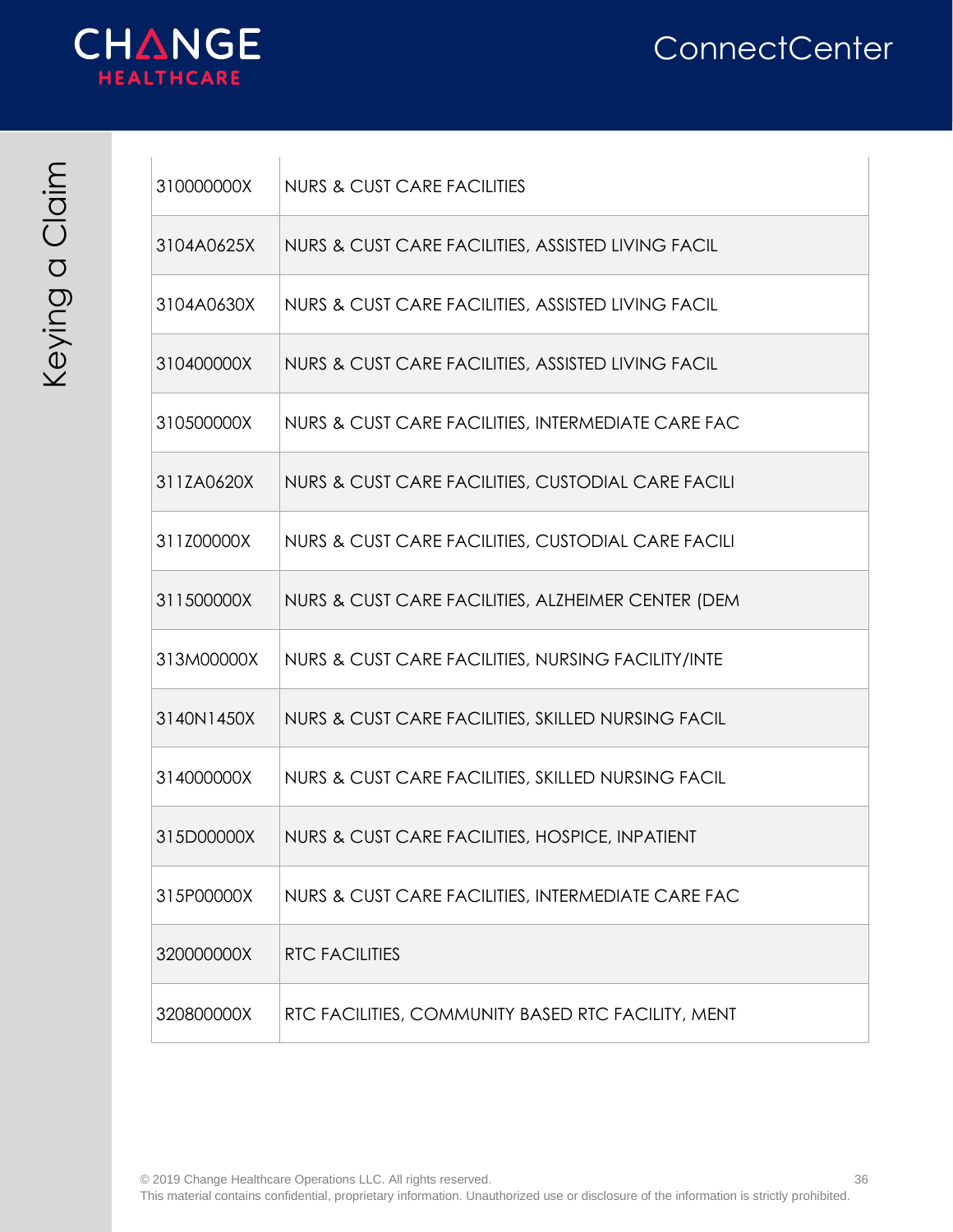| 310000000X | NURS & CUST CARE FACILITIES |
|---|---|
| 3104A0625X | NURS & CUST CARE FACILITIES, ASSISTED LIVING FACIL |
| 3104A0630X | NURS & CUST CARE FACILITIES, ASSISTED LIVING FACIL |
| 310400000X | NURS & CUST CARE FACILITIES, ASSISTED LIVING FACIL |
| 310500000X | NURS & CUST CARE FACILITIES, INTERMEDIATE CARE FAC |
| 311ZA0620X | NURS & CUST CARE FACILITIES, CUSTODIAL CARE FACILI |
| 311Z00000X | NURS & CUST CARE FACILITIES, CUSTODIAL CARE FACILI |
| 311500000X | NURS & CUST CARE FACILITIES, ALZHEIMER CENTER (DEM |
| 313M00000X | NURS & CUST CARE FACILITIES, NURSING FACILITY/INTE |
| 3140N1450X | NURS & CUST CARE FACILITIES, SKILLED NURSING FACIL |
| 314000000X | NURS & CUST CARE FACILITIES, SKILLED NURSING FACIL |
| 315D00000X | NURS & CUST CARE FACILITIES, HOSPICE, INPATIENT |
| 315P00000X | NURS & CUST CARE FACILITIES, INTERMEDIATE CARE FAC |
| 320000000X | RTC FACILITIES |
| 320800000X | RTC FACILITIES, COMMUNITY BASED RTC FACILITY, MENT |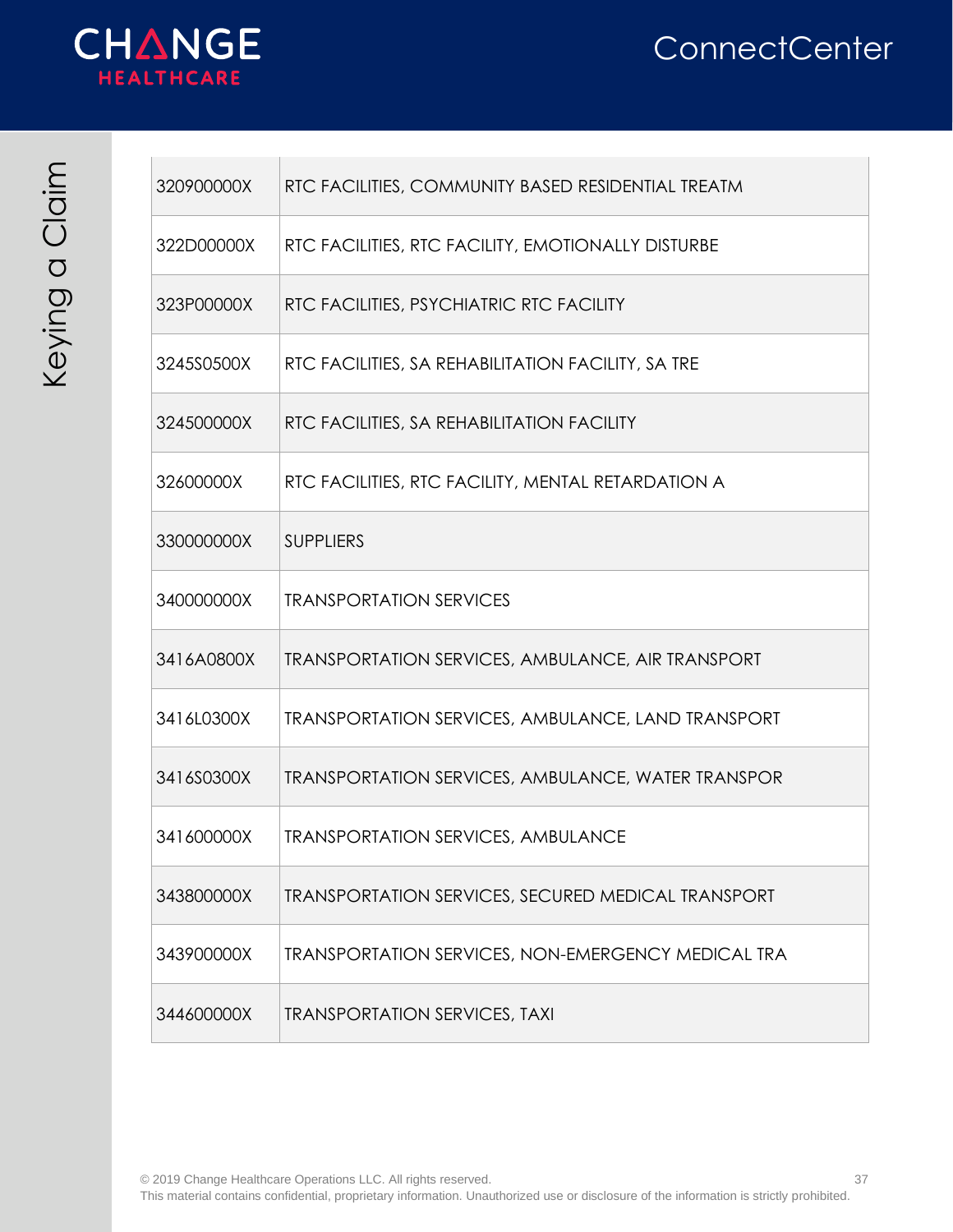| | |
|---|---|
| 320900000X | RTC FACILITIES, COMMUNITY BASED RESIDENTIAL TREATM |
| 322D00000X | RTC FACILITIES, RTC FACILITY, EMOTIONALLY DISTURBE |
| 323P00000X | RTC FACILITIES, PSYCHIATRIC RTC FACILITY |
| 3245S0500X | RTC FACILITIES, SA REHABILITATION FACILITY, SA TRE |
| 324500000X | RTC FACILITIES, SA REHABILITATION FACILITY |
| 32600000X | RTC FACILITIES, RTC FACILITY, MENTAL RETARDATION A |
| 330000000X | SUPPLIERS |
| 340000000X | TRANSPORTATION SERVICES |
| 3416A0800X | TRANSPORTATION SERVICES, AMBULANCE, AIR TRANSPORT |
| 3416L0300X | TRANSPORTATION SERVICES, AMBULANCE, LAND TRANSPORT |
| 3416S0300X | TRANSPORTATION SERVICES, AMBULANCE, WATER TRANSPOR |
| 341600000X | TRANSPORTATION SERVICES, AMBULANCE |
| 343800000X | TRANSPORTATION SERVICES, SECURED MEDICAL TRANSPORT |
| 343900000X | TRANSPORTATION SERVICES, NON-EMERGENCY MEDICAL TRA |
| 344600000X | TRANSPORTATION SERVICES, TAXI |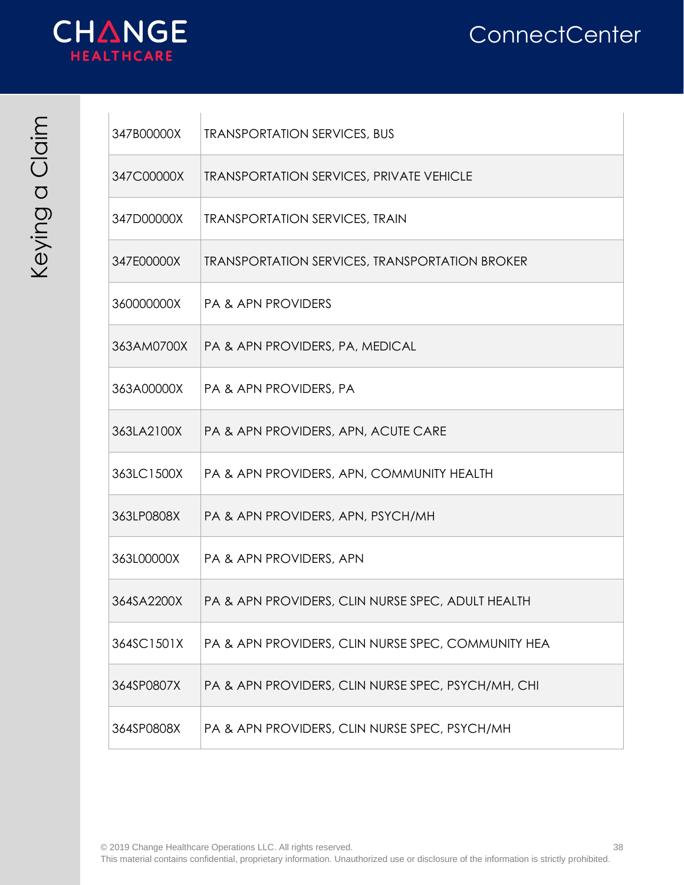| | |
|---|---|
| 347B00000X | TRANSPORTATION SERVICES, BUS |
| 347C00000X | TRANSPORTATION SERVICES, PRIVATE VEHICLE |
| 347D00000X | TRANSPORTATION SERVICES, TRAIN |
| 347E00000X | TRANSPORTATION SERVICES, TRANSPORTATION BROKER |
| 360000000X | PA & APN PROVIDERS |
| 363AM0700X | PA & APN PROVIDERS, PA, MEDICAL |
| 363A00000X | PA & APN PROVIDERS, PA |
| 363LA2100X | PA & APN PROVIDERS, APN, ACUTE CARE |
| 363LC1500X | PA & APN PROVIDERS, APN, COMMUNITY HEALTH |
| 363LP0808X | PA & APN PROVIDERS, APN, PSYCH/MH |
| 363L00000X | PA & APN PROVIDERS, APN |
| 364SA2200X | PA & APN PROVIDERS, CLIN NURSE SPEC, ADULT HEALTH |
| 364SC1501X | PA & APN PROVIDERS, CLIN NURSE SPEC, COMMUNITY HEA |
| 364SP0807X | PA & APN PROVIDERS, CLIN NURSE SPEC, PSYCH/MH, CHI |
| 364SP0808X | PA & APN PROVIDERS, CLIN NURSE SPEC, PSYCH/MH |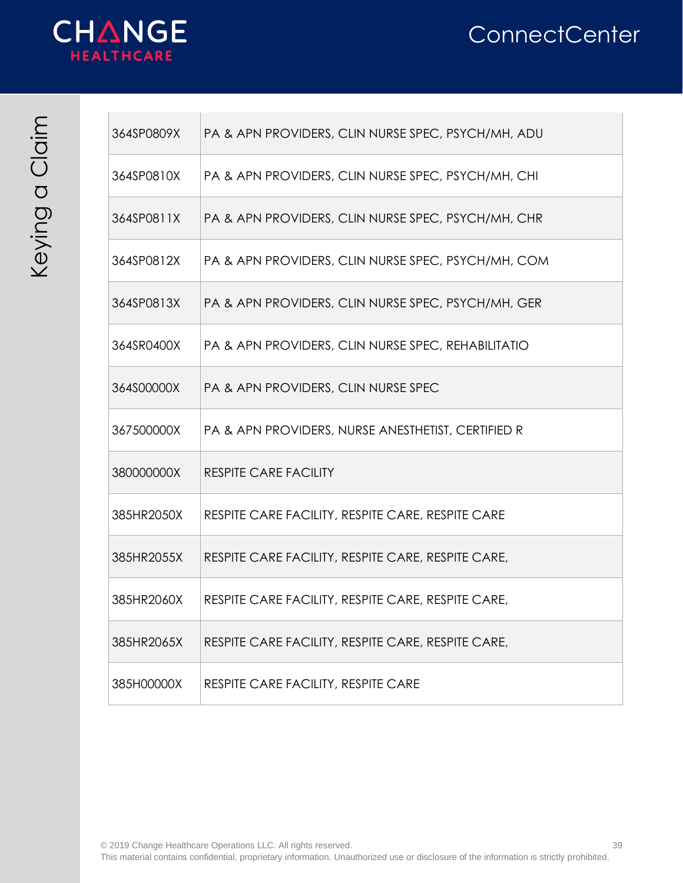| | |
|---|---|
| 364SP0809X | PA & APN PROVIDERS, CLIN NURSE SPEC, PSYCH/MH, ADU |
| 364SP0810X | PA & APN PROVIDERS, CLIN NURSE SPEC, PSYCH/MH, CHI |
| 364SP0811X | PA & APN PROVIDERS, CLIN NURSE SPEC, PSYCH/MH, CHR |
| 364SP0812X | PA & APN PROVIDERS, CLIN NURSE SPEC, PSYCH/MH, COM |
| 364SP0813X | PA & APN PROVIDERS, CLIN NURSE SPEC, PSYCH/MH, GER |
| 364SR0400X | PA & APN PROVIDERS, CLIN NURSE SPEC, REHABILITATIO |
| 364S00000X | PA & APN PROVIDERS, CLIN NURSE SPEC |
| 367500000X | PA & APN PROVIDERS, NURSE ANESTHETIST, CERTIFIED R |
| 380000000X | RESPITE CARE FACILITY |
| 385HR2050X | RESPITE CARE FACILITY, RESPITE CARE, RESPITE CARE |
| 385HR2055X | RESPITE CARE FACILITY, RESPITE CARE, RESPITE CARE, |
| 385HR2060X | RESPITE CARE FACILITY, RESPITE CARE, RESPITE CARE, |
| 385HR2065X | RESPITE CARE FACILITY, RESPITE CARE, RESPITE CARE, |
| 385H00000X | RESPITE CARE FACILITY, RESPITE CARE |